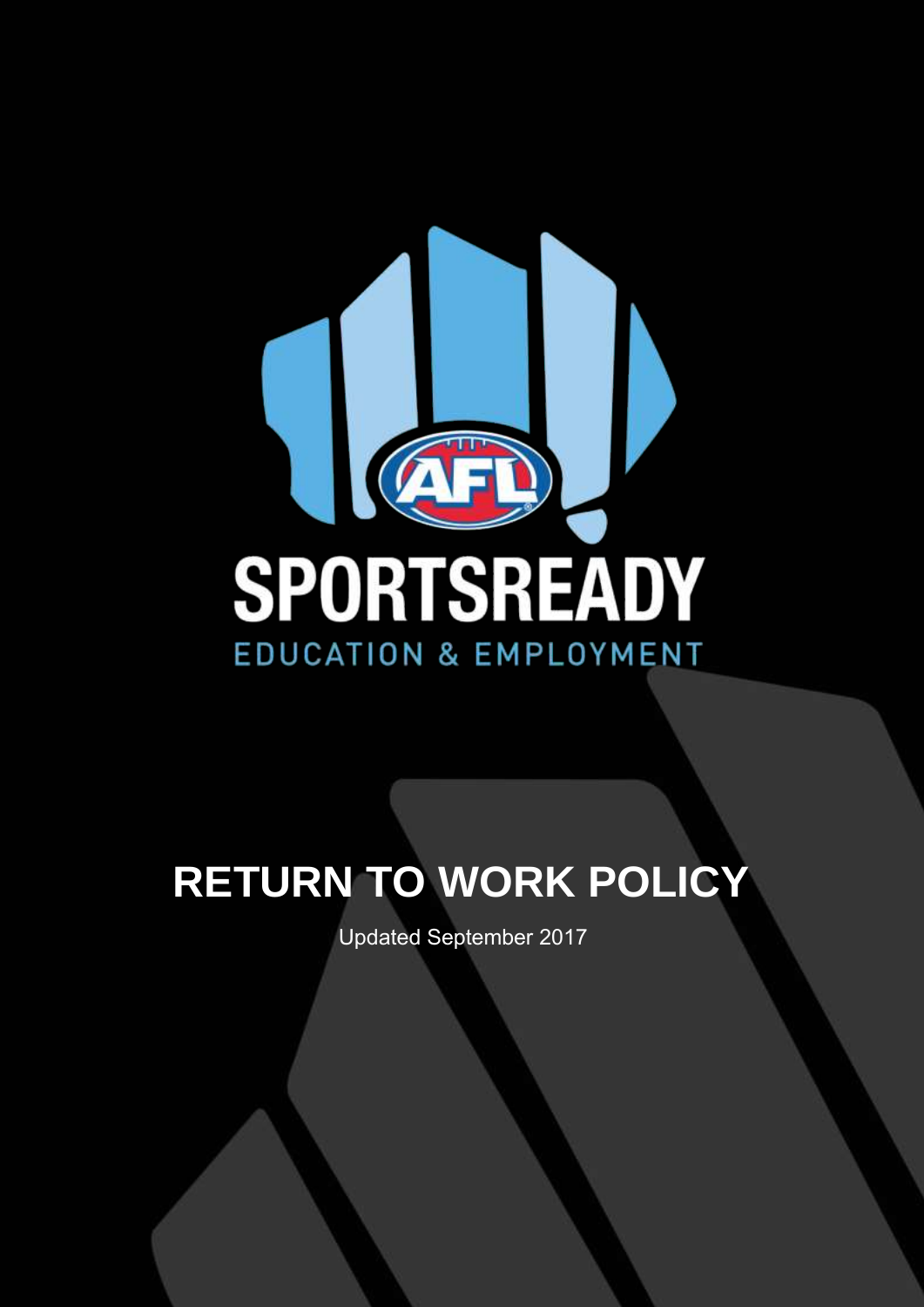SPORTSREADY

EDUCATION & EMPLOYMENT

# RETURN TO WORK POLICY

Updated September 2017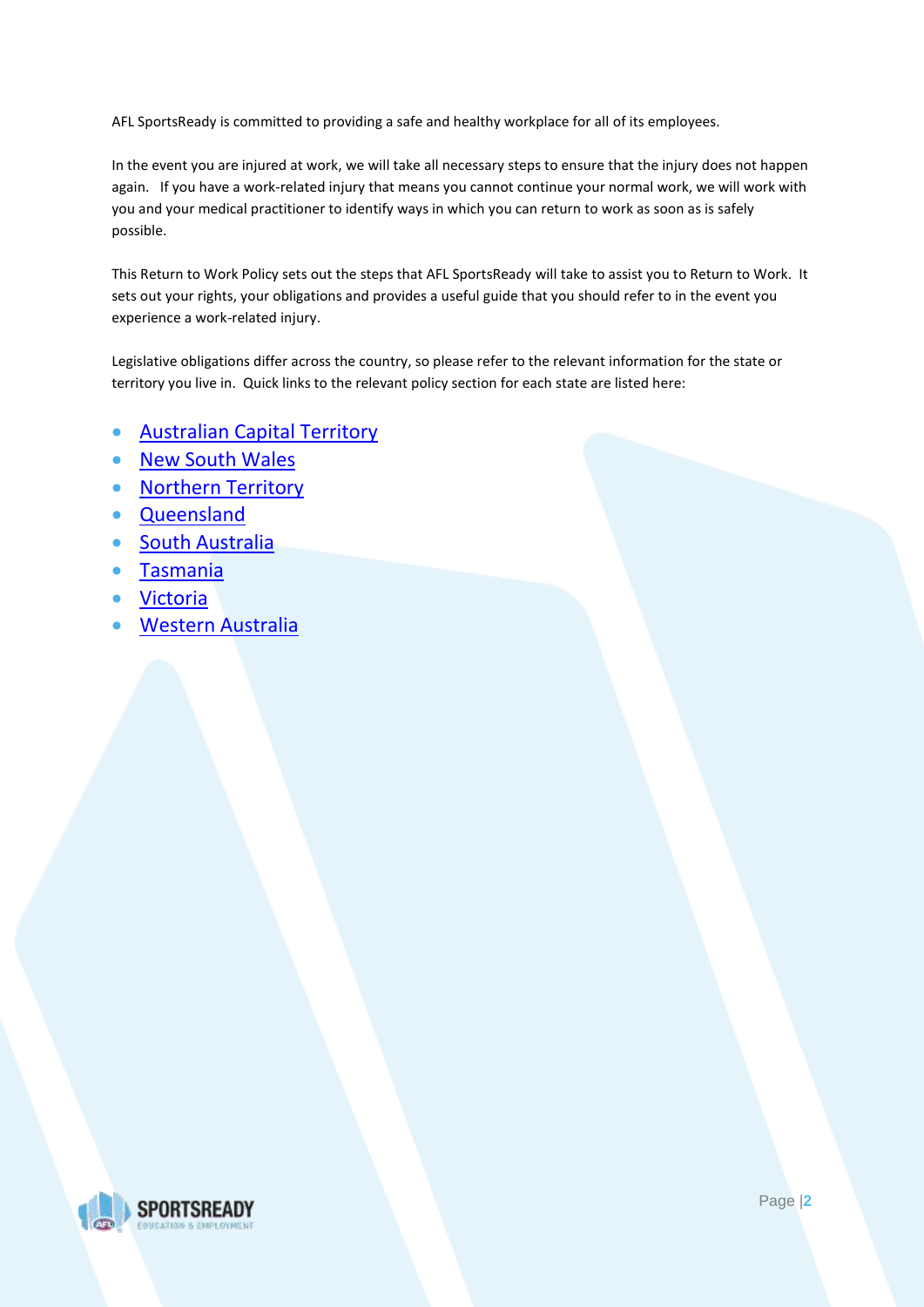AFL SportsReady is committed to providing a safe and healthy workplace for all of its employees.

In the event you are injured at work, we will take all necessary steps to ensure that the injury does not happen again. If you have a work-related injury that means you cannot continue your normal work, we will work with you and your medical practitioner to identify ways in which you can return to work as soon as is safely possible.

This Return to Work Policy sets out the steps that AFL SportsReady will take to assist you to Return to Work. It sets out your rights, your obligations and provides a useful guide that you should refer to in the event you experience a work-related injury.

Legislative obligations differ across the country, so please refer to the relevant information for the state or territory you live in. Quick links to the relevant policy section for each state are listed here:

- Australian Capital Territory
- New South Wales
- Northern Territory
- Queensland
- South Australia
- Tasmania
- Victoria
- Western Australia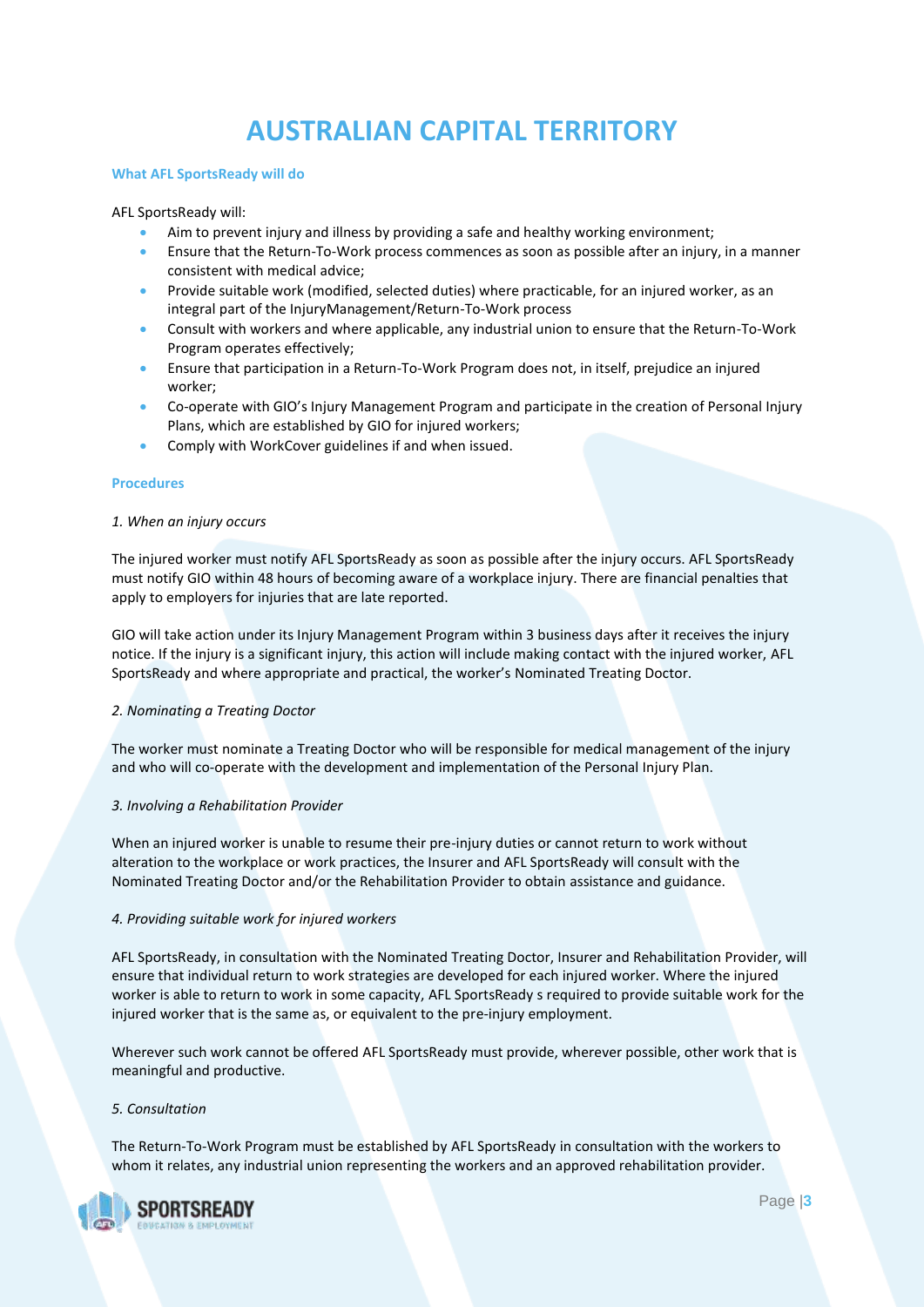# AUSTRALIAN CAPITAL TERRITORY

### What AFL SportsReady will do

AFL SportsReady will:

- Aim to prevent injury and illness by providing a safe and healthy working environment;
- Ensure that the Return-To-Work process commences as soon as possible after an injury, in a manner consistent with medical advice;
- Provide suitable work (modified, selected duties) where practicable, for an injured worker, as an integral part of the InjuryManagement/Return-To-Work process
- Consult with workers and where applicable, any industrial union to ensure that the Return-To-Work Program operates effectively;
- Ensure that participation in a Return-To-Work Program does not, in itself, prejudice an injured worker;
- Co-operate with GIO's Injury Management Program and participate in the creation of Personal Injury Plans, which are established by GIO for injured workers;
- Comply with WorkCover guidelines if and when issued.

### Procedures

*1. When an injury occurs*

The injured worker must notify AFL SportsReady as soon as possible after the injury occurs. AFL SportsReady must notify GIO within 48 hours of becoming aware of a workplace injury. There are financial penalties that apply to employers for injuries that are late reported.

GIO will take action under its Injury Management Program within 3 business days after it receives the injury notice. If the injury is a significant injury, this action will include making contact with the injured worker, AFL SportsReady and where appropriate and practical, the worker's Nominated Treating Doctor.

*2. Nominating a Treating Doctor*

The worker must nominate a Treating Doctor who will be responsible for medical management of the injury and who will co-operate with the development and implementation of the Personal Injury Plan.

*3. Involving a Rehabilitation Provider*

When an injured worker is unable to resume their pre-injury duties or cannot return to work without alteration to the workplace or work practices, the Insurer and AFL SportsReady will consult with the Nominated Treating Doctor and/or the Rehabilitation Provider to obtain assistance and guidance.

*4. Providing suitable work for injured workers*

AFL SportsReady, in consultation with the Nominated Treating Doctor, Insurer and Rehabilitation Provider, will ensure that individual return to work strategies are developed for each injured worker. Where the injured worker is able to return to work in some capacity, AFL SportsReady s required to provide suitable work for the injured worker that is the same as, or equivalent to the pre-injury employment.

Wherever such work cannot be offered AFL SportsReady must provide, wherever possible, other work that is meaningful and productive.

*5. Consultation*

The Return-To-Work Program must be established by AFL SportsReady in consultation with the workers to whom it relates, any industrial union representing the workers and an approved rehabilitation provider.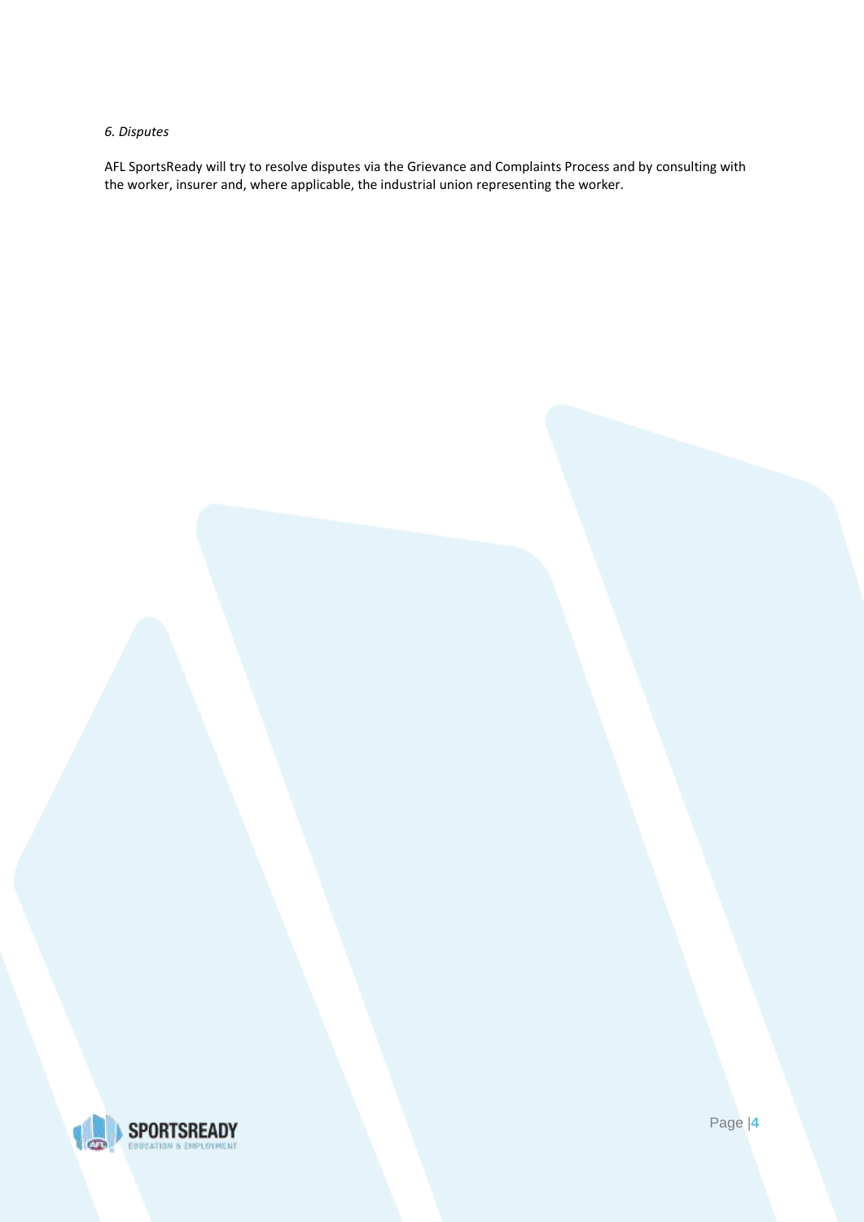*6. Disputes*

AFL SportsReady will try to resolve disputes via the Grievance and Complaints Process and by consulting with the worker, insurer and, where applicable, the industrial union representing the worker.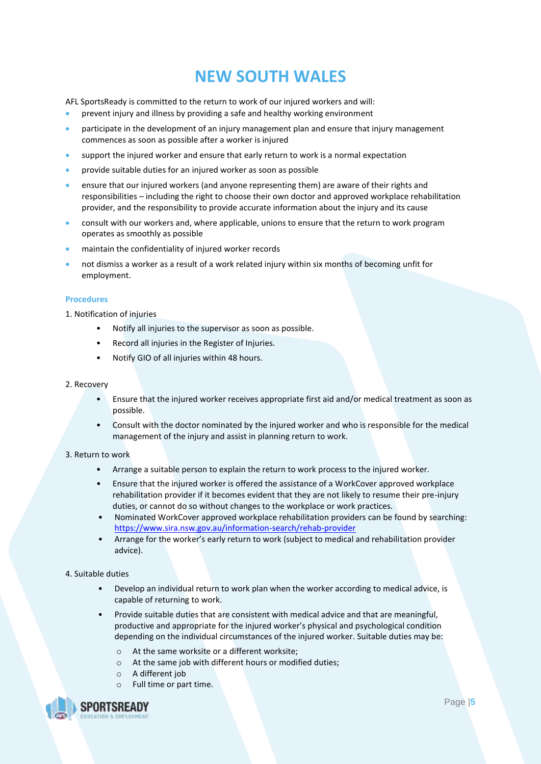# NEW SOUTH WALES

AFL SportsReady is committed to the return to work of our injured workers and will:

- prevent injury and illness by providing a safe and healthy working environment
- participate in the development of an injury management plan and ensure that injury management commences as soon as possible after a worker is injured
- support the injured worker and ensure that early return to work is a normal expectation
- provide suitable duties for an injured worker as soon as possible
- ensure that our injured workers (and anyone representing them) are aware of their rights and responsibilities – including the right to choose their own doctor and approved workplace rehabilitation provider, and the responsibility to provide accurate information about the injury and its cause
- consult with our workers and, where applicable, unions to ensure that the return to work program operates as smoothly as possible
- maintain the confidentiality of injured worker records
- not dismiss a worker as a result of a work related injury within six months of becoming unfit for employment.

### Procedures

1. Notification of injuries

   - Notify all injuries to the supervisor as soon as possible.
   - Record all injuries in the Register of Injuries.
   - Notify GIO of all injuries within 48 hours.

2. Recovery

   - Ensure that the injured worker receives appropriate first aid and/or medical treatment as soon as possible.
   - Consult with the doctor nominated by the injured worker and who is responsible for the medical management of the injury and assist in planning return to work.

3. Return to work

   - Arrange a suitable person to explain the return to work process to the injured worker.
   - Ensure that the injured worker is offered the assistance of a WorkCover approved workplace rehabilitation provider if it becomes evident that they are not likely to resume their pre-injury duties, or cannot do so without changes to the workplace or work practices.
   - Nominated WorkCover approved workplace rehabilitation providers can be found by searching: https://www.sira.nsw.gov.au/information-search/rehab-provider
   - Arrange for the worker's early return to work (subject to medical and rehabilitation provider advice).

4. Suitable duties

   - Develop an individual return to work plan when the worker according to medical advice, is capable of returning to work.
   - Provide suitable duties that are consistent with medical advice and that are meaningful, productive and appropriate for the injured worker's physical and psychological condition depending on the individual circumstances of the injured worker. Suitable duties may be:
     - At the same worksite or a different worksite;
     - At the same job with different hours or modified duties;
     - A different job
     - Full time or part time.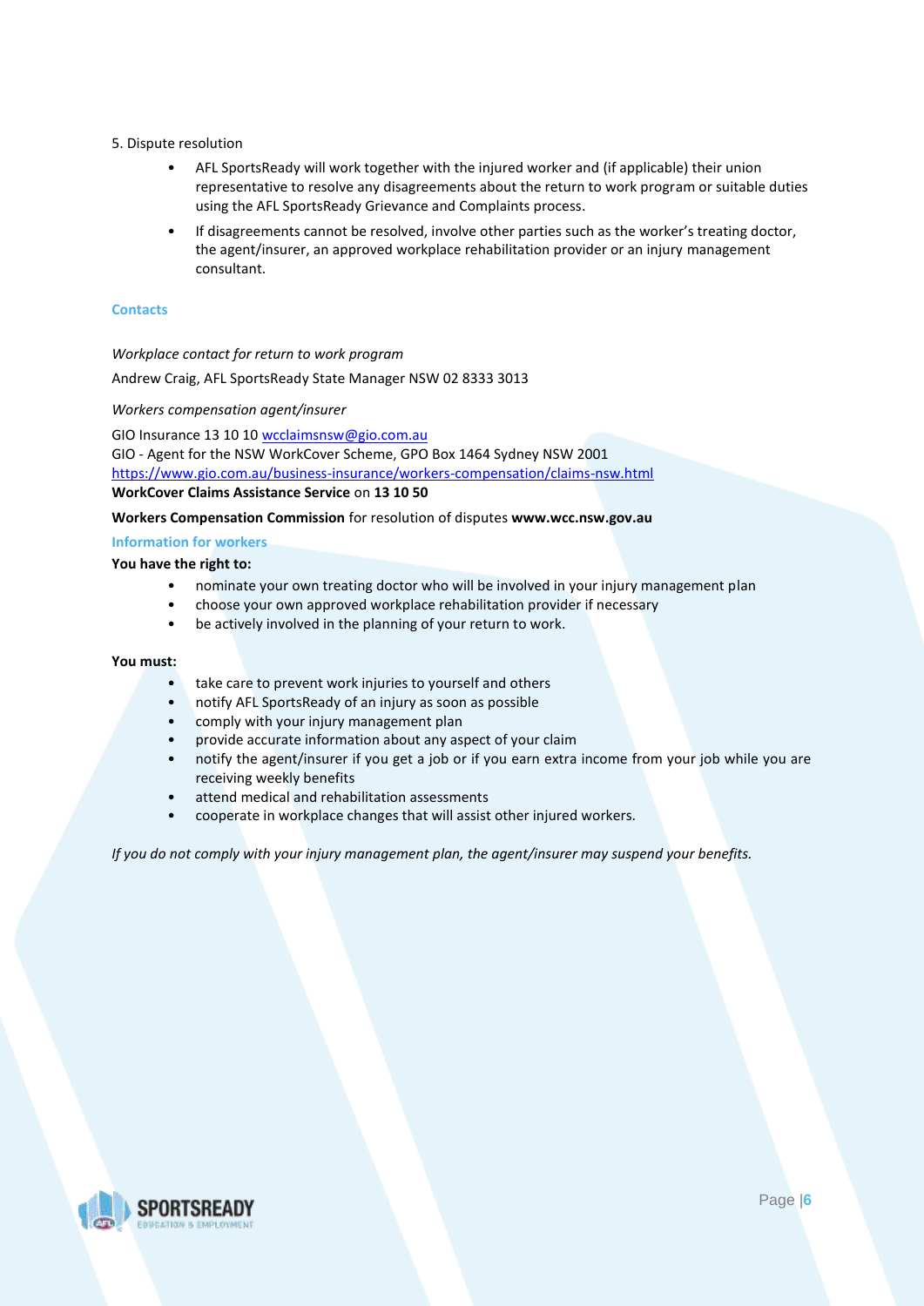5. Dispute resolution

- AFL SportsReady will work together with the injured worker and (if applicable) their union representative to resolve any disagreements about the return to work program or suitable duties using the AFL SportsReady Grievance and Complaints process.
- If disagreements cannot be resolved, involve other parties such as the worker's treating doctor, the agent/insurer, an approved workplace rehabilitation provider or an injury management consultant.

## Contacts

*Workplace contact for return to work program*

Andrew Craig, AFL SportsReady State Manager NSW 02 8333 3013

*Workers compensation agent/insurer*

GIO Insurance 13 10 10 wcclaimsnsw@gio.com.au
GIO - Agent for the NSW WorkCover Scheme, GPO Box 1464 Sydney NSW 2001
https://www.gio.com.au/business-insurance/workers-compensation/claims-nsw.html
**WorkCover Claims Assistance Service** on **13 10 50**

**Workers Compensation Commission** for resolution of disputes **www.wcc.nsw.gov.au**

## Information for workers

**You have the right to:**

- nominate your own treating doctor who will be involved in your injury management plan
- choose your own approved workplace rehabilitation provider if necessary
- be actively involved in the planning of your return to work.

**You must:**

- take care to prevent work injuries to yourself and others
- notify AFL SportsReady of an injury as soon as possible
- comply with your injury management plan
- provide accurate information about any aspect of your claim
- notify the agent/insurer if you get a job or if you earn extra income from your job while you are receiving weekly benefits
- attend medical and rehabilitation assessments
- cooperate in workplace changes that will assist other injured workers.

*If you do not comply with your injury management plan, the agent/insurer may suspend your benefits.*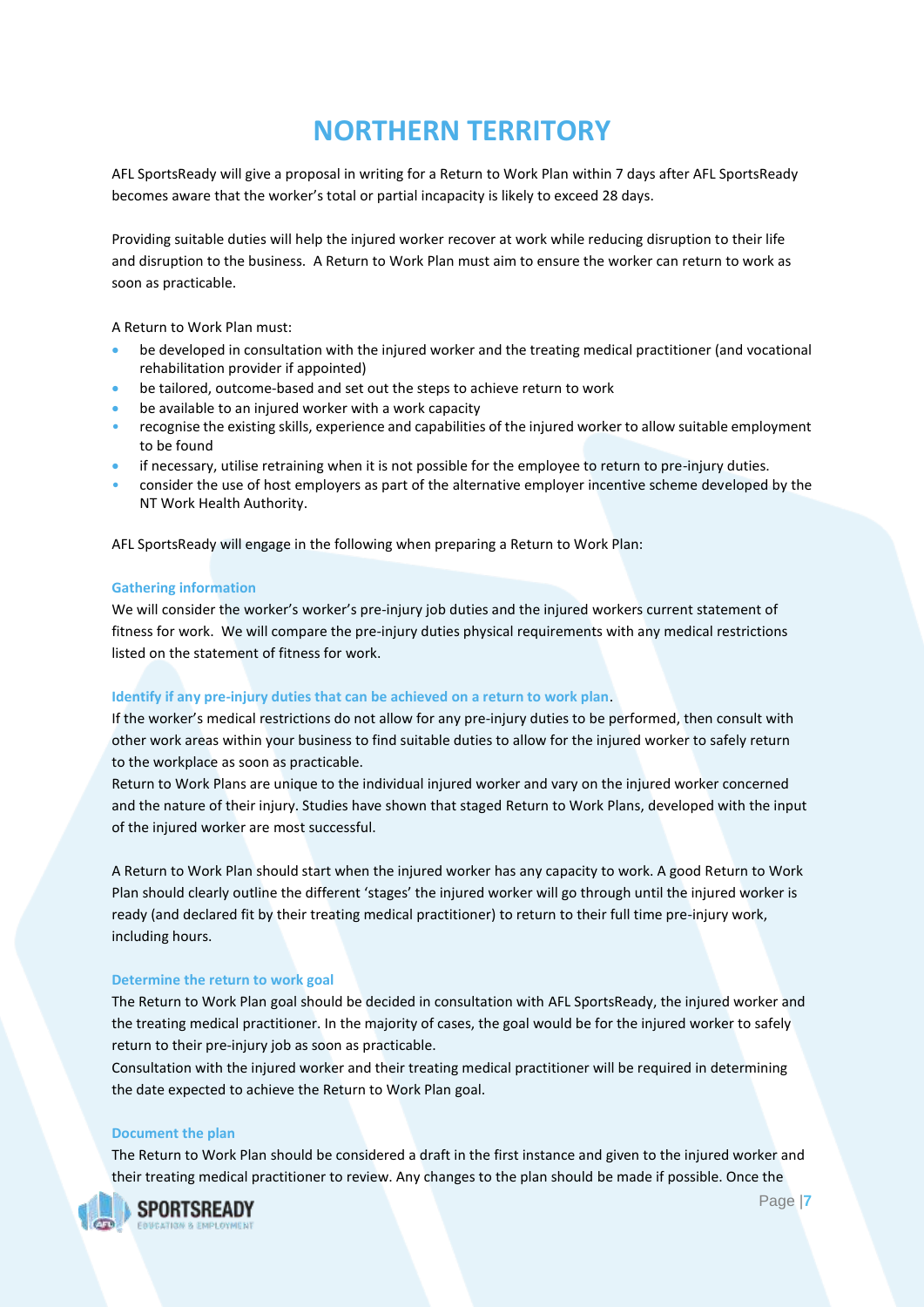# NORTHERN TERRITORY

AFL SportsReady will give a proposal in writing for a Return to Work Plan within 7 days after AFL SportsReady becomes aware that the worker's total or partial incapacity is likely to exceed 28 days.

Providing suitable duties will help the injured worker recover at work while reducing disruption to their life and disruption to the business. A Return to Work Plan must aim to ensure the worker can return to work as soon as practicable.

A Return to Work Plan must:

- be developed in consultation with the injured worker and the treating medical practitioner (and vocational rehabilitation provider if appointed)
- be tailored, outcome-based and set out the steps to achieve return to work
- be available to an injured worker with a work capacity
- recognise the existing skills, experience and capabilities of the injured worker to allow suitable employment to be found
- if necessary, utilise retraining when it is not possible for the employee to return to pre-injury duties.
- consider the use of host employers as part of the alternative employer incentive scheme developed by the NT Work Health Authority.

AFL SportsReady will engage in the following when preparing a Return to Work Plan:

### Gathering information

We will consider the worker's worker's pre-injury job duties and the injured workers current statement of fitness for work. We will compare the pre-injury duties physical requirements with any medical restrictions listed on the statement of fitness for work.

### Identify if any pre-injury duties that can be achieved on a return to work plan.

If the worker's medical restrictions do not allow for any pre-injury duties to be performed, then consult with other work areas within your business to find suitable duties to allow for the injured worker to safely return to the workplace as soon as practicable.
Return to Work Plans are unique to the individual injured worker and vary on the injured worker concerned and the nature of their injury. Studies have shown that staged Return to Work Plans, developed with the input of the injured worker are most successful.

A Return to Work Plan should start when the injured worker has any capacity to work. A good Return to Work Plan should clearly outline the different 'stages' the injured worker will go through until the injured worker is ready (and declared fit by their treating medical practitioner) to return to their full time pre-injury work, including hours.

### Determine the return to work goal

The Return to Work Plan goal should be decided in consultation with AFL SportsReady, the injured worker and the treating medical practitioner. In the majority of cases, the goal would be for the injured worker to safely return to their pre-injury job as soon as practicable.
Consultation with the injured worker and their treating medical practitioner will be required in determining the date expected to achieve the Return to Work Plan goal.

### Document the plan

The Return to Work Plan should be considered a draft in the first instance and given to the injured worker and their treating medical practitioner to review. Any changes to the plan should be made if possible. Once the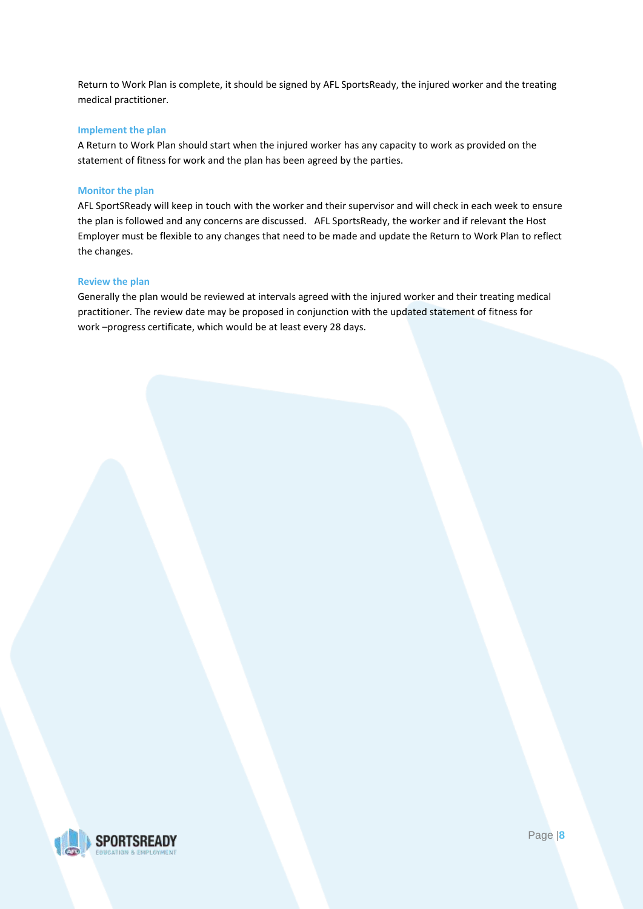Return to Work Plan is complete, it should be signed by AFL SportsReady, the injured worker and the treating medical practitioner.

### Implement the plan

A Return to Work Plan should start when the injured worker has any capacity to work as provided on the statement of fitness for work and the plan has been agreed by the parties.

### Monitor the plan

AFL SportSReady will keep in touch with the worker and their supervisor and will check in each week to ensure the plan is followed and any concerns are discussed. AFL SportsReady, the worker and if relevant the Host Employer must be flexible to any changes that need to be made and update the Return to Work Plan to reflect the changes.

### Review the plan

Generally the plan would be reviewed at intervals agreed with the injured worker and their treating medical practitioner. The review date may be proposed in conjunction with the updated statement of fitness for work –progress certificate, which would be at least every 28 days.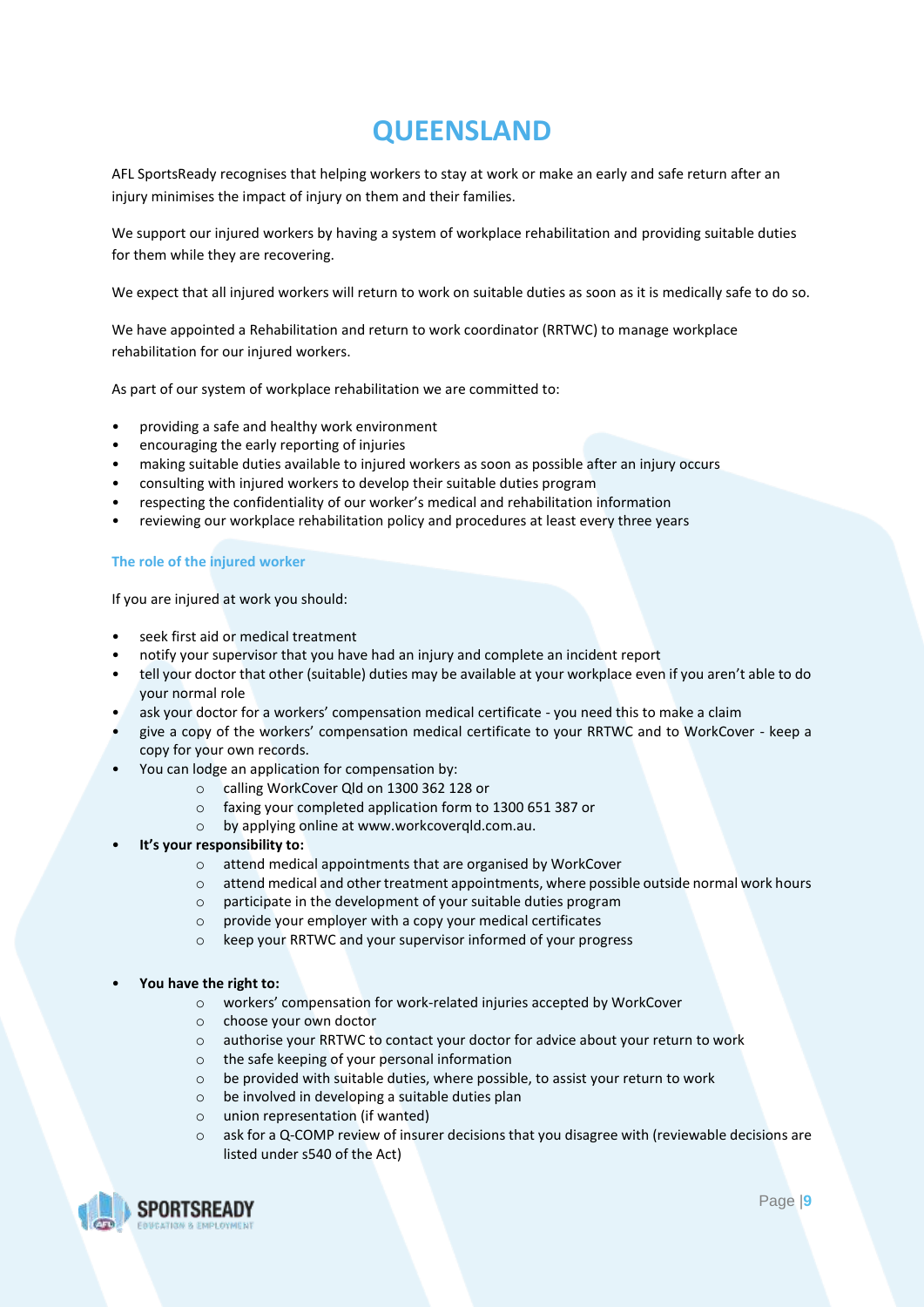# QUEENSLAND

AFL SportsReady recognises that helping workers to stay at work or make an early and safe return after an injury minimises the impact of injury on them and their families.

We support our injured workers by having a system of workplace rehabilitation and providing suitable duties for them while they are recovering.

We expect that all injured workers will return to work on suitable duties as soon as it is medically safe to do so.

We have appointed a Rehabilitation and return to work coordinator (RRTWC) to manage workplace rehabilitation for our injured workers.

As part of our system of workplace rehabilitation we are committed to:

- providing a safe and healthy work environment
- encouraging the early reporting of injuries
- making suitable duties available to injured workers as soon as possible after an injury occurs
- consulting with injured workers to develop their suitable duties program
- respecting the confidentiality of our worker's medical and rehabilitation information
- reviewing our workplace rehabilitation policy and procedures at least every three years

### The role of the injured worker

If you are injured at work you should:

- seek first aid or medical treatment
- notify your supervisor that you have had an injury and complete an incident report
- tell your doctor that other (suitable) duties may be available at your workplace even if you aren't able to do your normal role
- ask your doctor for a workers' compensation medical certificate - you need this to make a claim
- give a copy of the workers' compensation medical certificate to your RRTWC and to WorkCover - keep a copy for your own records.
- You can lodge an application for compensation by:
  - calling WorkCover Qld on 1300 362 128 or
  - faxing your completed application form to 1300 651 387 or
  - by applying online at www.workcoverqld.com.au.
- **It's your responsibility to:**
  - attend medical appointments that are organised by WorkCover
  - attend medical and other treatment appointments, where possible outside normal work hours
  - participate in the development of your suitable duties program
  - provide your employer with a copy your medical certificates
  - keep your RRTWC and your supervisor informed of your progress
- **You have the right to:**
  - workers' compensation for work-related injuries accepted by WorkCover
  - choose your own doctor
  - authorise your RRTWC to contact your doctor for advice about your return to work
  - the safe keeping of your personal information
  - be provided with suitable duties, where possible, to assist your return to work
  - be involved in developing a suitable duties plan
  - union representation (if wanted)
  - ask for a Q-COMP review of insurer decisions that you disagree with (reviewable decisions are listed under s540 of the Act)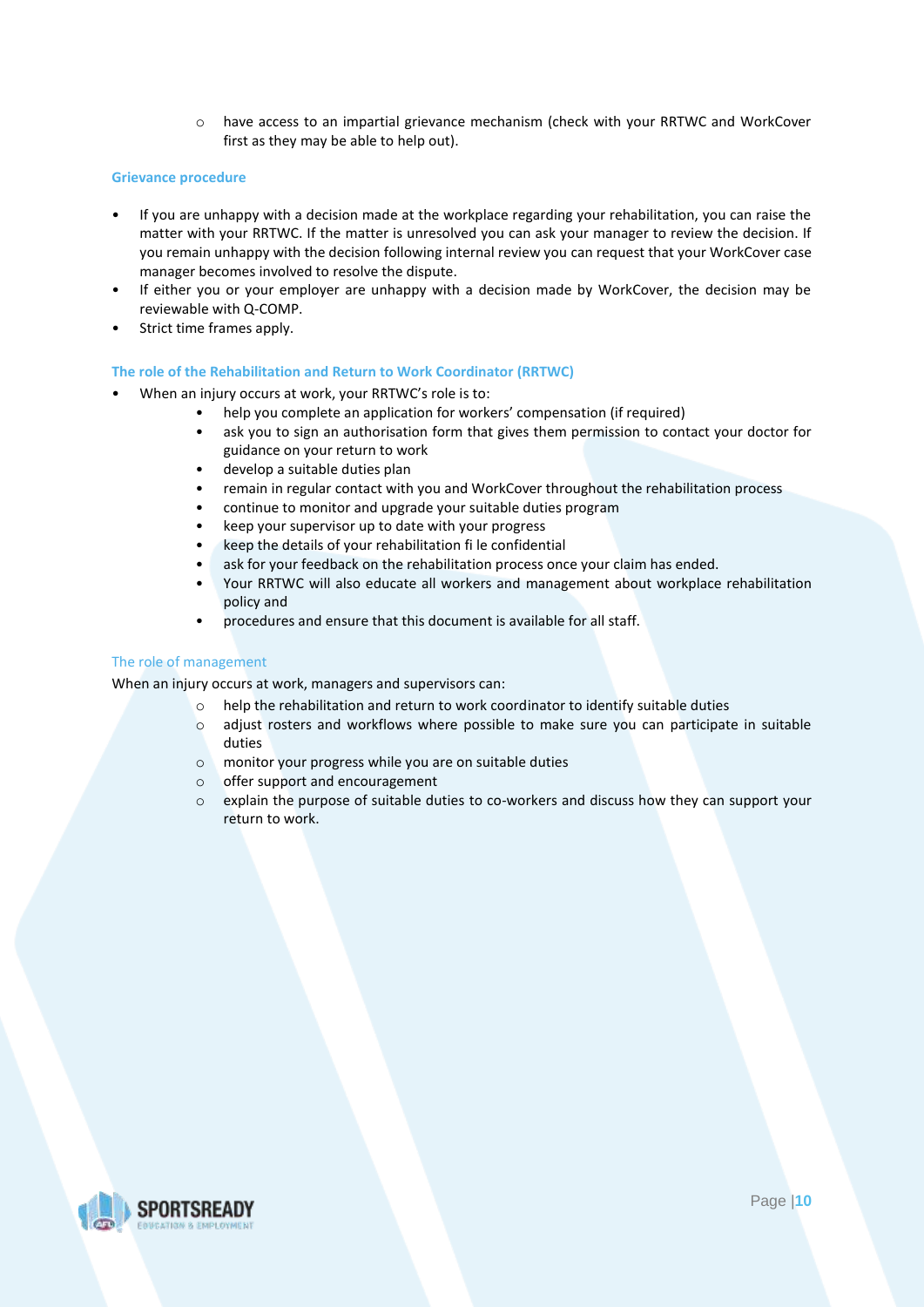- have access to an impartial grievance mechanism (check with your RRTWC and WorkCover first as they may be able to help out).

### Grievance procedure

- If you are unhappy with a decision made at the workplace regarding your rehabilitation, you can raise the matter with your RRTWC. If the matter is unresolved you can ask your manager to review the decision. If you remain unhappy with the decision following internal review you can request that your WorkCover case manager becomes involved to resolve the dispute.
- If either you or your employer are unhappy with a decision made by WorkCover, the decision may be reviewable with Q-COMP.
- Strict time frames apply.

### The role of the Rehabilitation and Return to Work Coordinator (RRTWC)

- When an injury occurs at work, your RRTWC's role is to:
  - help you complete an application for workers' compensation (if required)
  - ask you to sign an authorisation form that gives them permission to contact your doctor for guidance on your return to work
  - develop a suitable duties plan
  - remain in regular contact with you and WorkCover throughout the rehabilitation process
  - continue to monitor and upgrade your suitable duties program
  - keep your supervisor up to date with your progress
  - keep the details of your rehabilitation fi le confidential
  - ask for your feedback on the rehabilitation process once your claim has ended.
  - Your RRTWC will also educate all workers and management about workplace rehabilitation policy and
  - procedures and ensure that this document is available for all staff.

### The role of management

When an injury occurs at work, managers and supervisors can:

- help the rehabilitation and return to work coordinator to identify suitable duties
- adjust rosters and workflows where possible to make sure you can participate in suitable duties
- monitor your progress while you are on suitable duties
- offer support and encouragement
- explain the purpose of suitable duties to co-workers and discuss how they can support your return to work.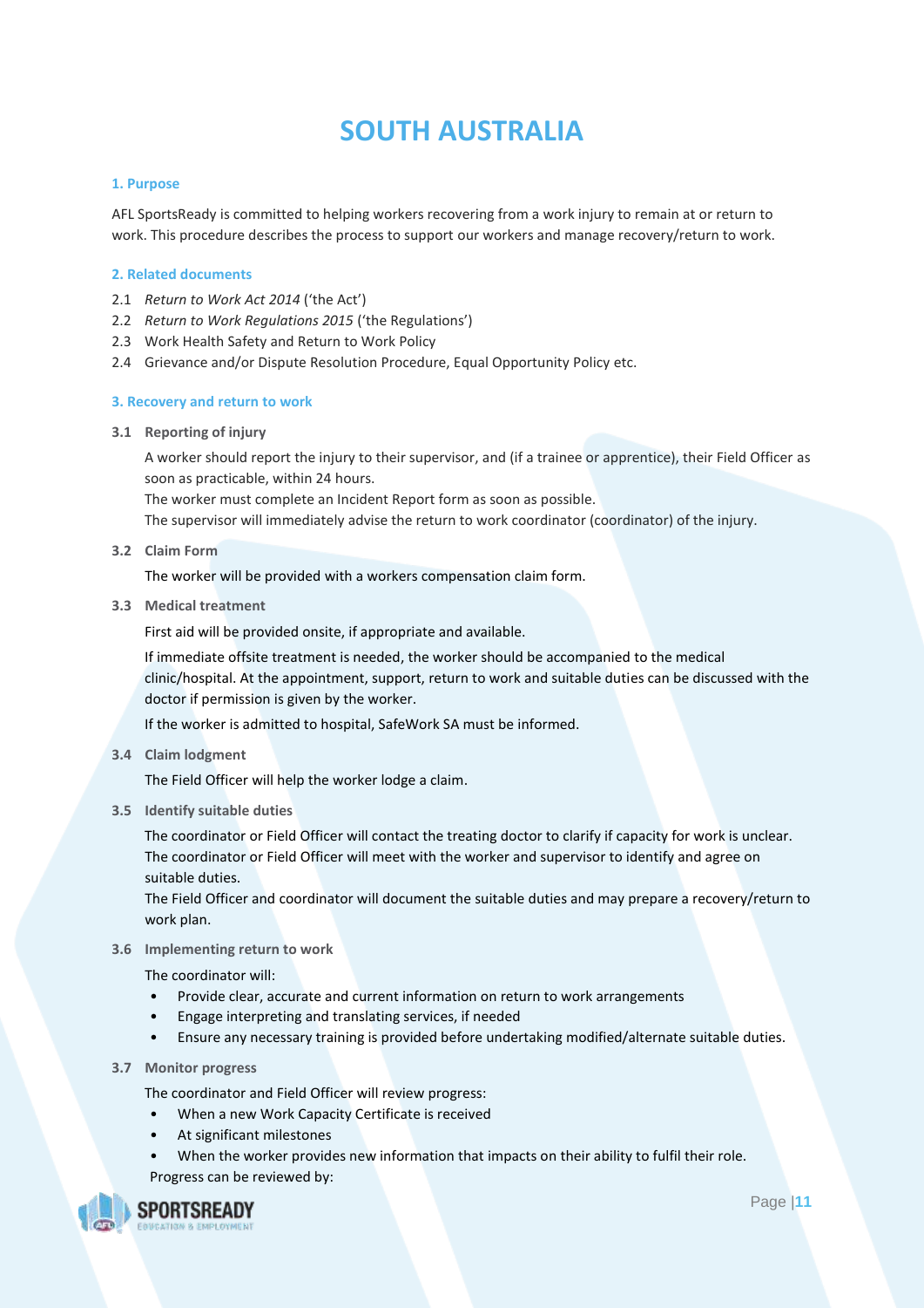# SOUTH AUSTRALIA

### 1. Purpose

AFL SportsReady is committed to helping workers recovering from a work injury to remain at or return to work. This procedure describes the process to support our workers and manage recovery/return to work.

### 2. Related documents

2.1 *Return to Work Act 2014* ('the Act')

2.2 *Return to Work Regulations 2015* ('the Regulations')

2.3 Work Health Safety and Return to Work Policy

2.4 Grievance and/or Dispute Resolution Procedure, Equal Opportunity Policy etc.

### 3. Recovery and return to work

**3.1 Reporting of injury**

A worker should report the injury to their supervisor, and (if a trainee or apprentice), their Field Officer as soon as practicable, within 24 hours.
The worker must complete an Incident Report form as soon as possible.
The supervisor will immediately advise the return to work coordinator (coordinator) of the injury.

**3.2 Claim Form**

The worker will be provided with a workers compensation claim form.

**3.3 Medical treatment**

First aid will be provided onsite, if appropriate and available.

If immediate offsite treatment is needed, the worker should be accompanied to the medical clinic/hospital. At the appointment, support, return to work and suitable duties can be discussed with the doctor if permission is given by the worker.

If the worker is admitted to hospital, SafeWork SA must be informed.

**3.4 Claim lodgment**

The Field Officer will help the worker lodge a claim.

**3.5 Identify suitable duties**

The coordinator or Field Officer will contact the treating doctor to clarify if capacity for work is unclear.
The coordinator or Field Officer will meet with the worker and supervisor to identify and agree on suitable duties.
The Field Officer and coordinator will document the suitable duties and may prepare a recovery/return to work plan.

**3.6 Implementing return to work**

The coordinator will:

- Provide clear, accurate and current information on return to work arrangements
- Engage interpreting and translating services, if needed
- Ensure any necessary training is provided before undertaking modified/alternate suitable duties.

**3.7 Monitor progress**

The coordinator and Field Officer will review progress:

- When a new Work Capacity Certificate is received
- At significant milestones
- When the worker provides new information that impacts on their ability to fulfil their role.

Progress can be reviewed by: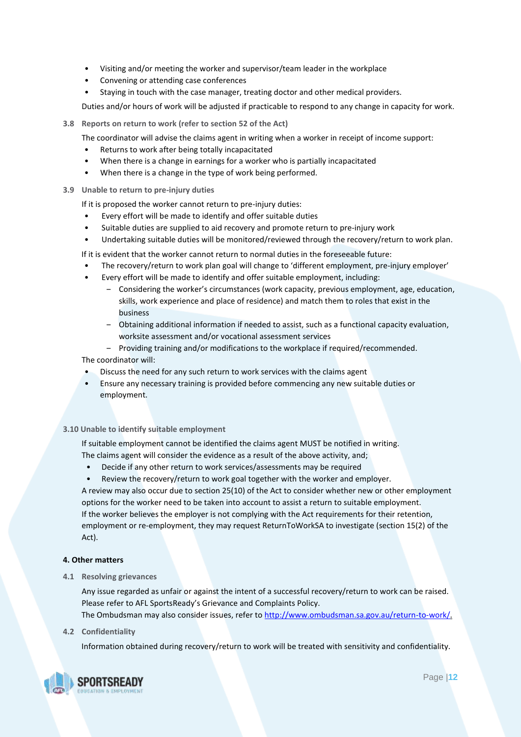- Visiting and/or meeting the worker and supervisor/team leader in the workplace
- Convening or attending case conferences
- Staying in touch with the case manager, treating doctor and other medical providers.

Duties and/or hours of work will be adjusted if practicable to respond to any change in capacity for work.

### 3.8 Reports on return to work (refer to section 52 of the Act)

The coordinator will advise the claims agent in writing when a worker in receipt of income support:

- Returns to work after being totally incapacitated
- When there is a change in earnings for a worker who is partially incapacitated
- When there is a change in the type of work being performed.

### 3.9 Unable to return to pre-injury duties

If it is proposed the worker cannot return to pre-injury duties:

- Every effort will be made to identify and offer suitable duties
- Suitable duties are supplied to aid recovery and promote return to pre-injury work
- Undertaking suitable duties will be monitored/reviewed through the recovery/return to work plan.

If it is evident that the worker cannot return to normal duties in the foreseeable future:

- The recovery/return to work plan goal will change to 'different employment, pre-injury employer'
- Every effort will be made to identify and offer suitable employment, including:
  - Considering the worker's circumstances (work capacity, previous employment, age, education, skills, work experience and place of residence) and match them to roles that exist in the business
  - Obtaining additional information if needed to assist, such as a functional capacity evaluation, worksite assessment and/or vocational assessment services
  - Providing training and/or modifications to the workplace if required/recommended.

The coordinator will:

- Discuss the need for any such return to work services with the claims agent
- Ensure any necessary training is provided before commencing any new suitable duties or employment.

### 3.10 Unable to identify suitable employment

If suitable employment cannot be identified the claims agent MUST be notified in writing.
The claims agent will consider the evidence as a result of the above activity, and;

- Decide if any other return to work services/assessments may be required
- Review the recovery/return to work goal together with the worker and employer.

A review may also occur due to section 25(10) of the Act to consider whether new or other employment options for the worker need to be taken into account to assist a return to suitable employment.
If the worker believes the employer is not complying with the Act requirements for their retention, employment or re-employment, they may request ReturnToWorkSA to investigate (section 15(2) of the Act).

## 4. Other matters

### 4.1 Resolving grievances

Any issue regarded as unfair or against the intent of a successful recovery/return to work can be raised. Please refer to AFL SportsReady's Grievance and Complaints Policy.
The Ombudsman may also consider issues, refer to [http://www.ombudsman.sa.gov.au/return-to-work/.](http://www.ombudsman.sa.gov.au/return-to-work/)

### 4.2 Confidentiality

Information obtained during recovery/return to work will be treated with sensitivity and confidentiality.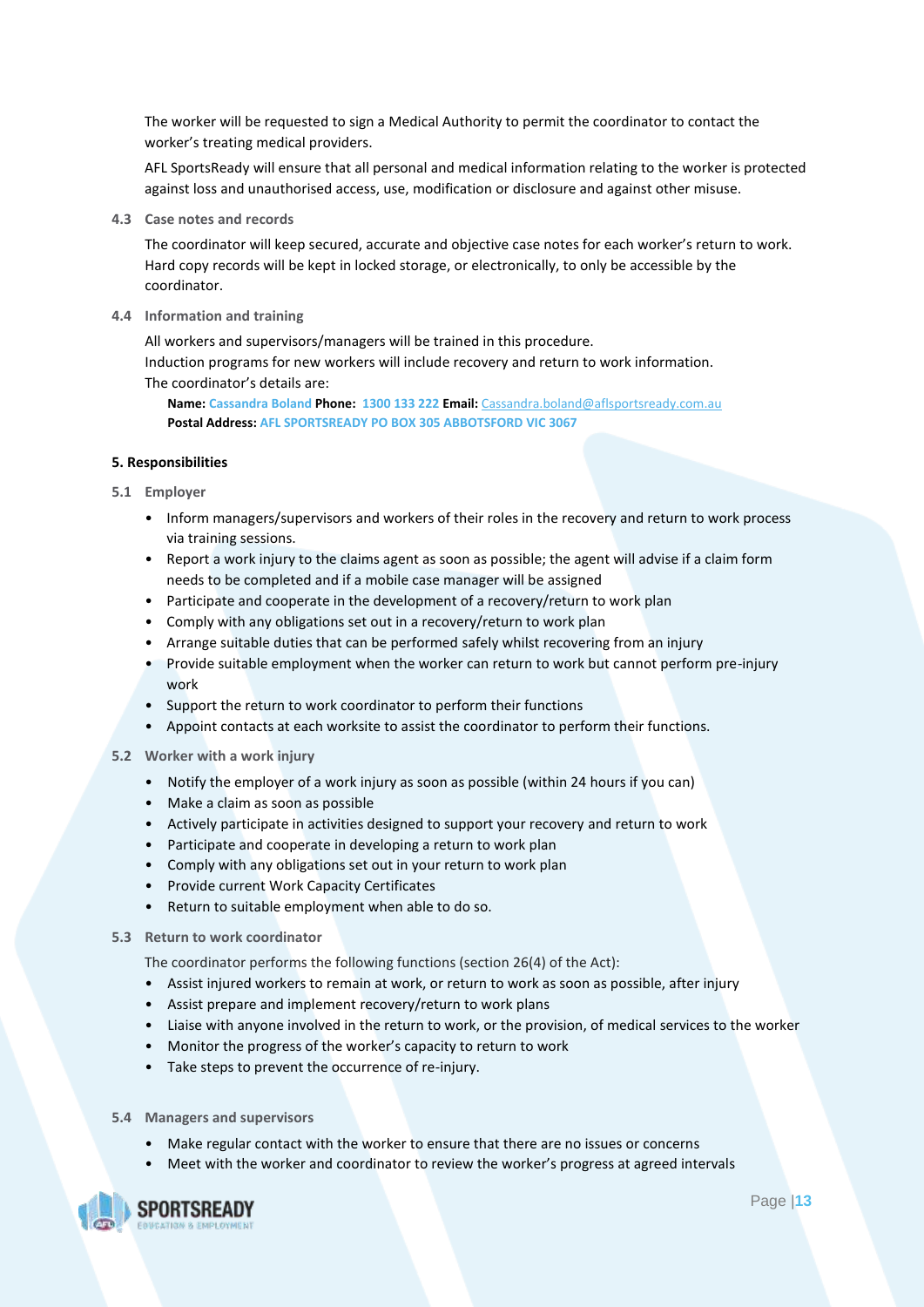The worker will be requested to sign a Medical Authority to permit the coordinator to contact the worker's treating medical providers.

AFL SportsReady will ensure that all personal and medical information relating to the worker is protected against loss and unauthorised access, use, modification or disclosure and against other misuse.

### 4.3 Case notes and records

The coordinator will keep secured, accurate and objective case notes for each worker's return to work. Hard copy records will be kept in locked storage, or electronically, to only be accessible by the coordinator.

### 4.4 Information and training

All workers and supervisors/managers will be trained in this procedure.
Induction programs for new workers will include recovery and return to work information.
The coordinator's details are:

**Name:** Cassandra Boland **Phone:** 1300 133 222 **Email:** Cassandra.boland@aflsportsready.com.au
**Postal Address:** AFL SPORTSREADY PO BOX 305 ABBOTSFORD VIC 3067

## 5. Responsibilities

### 5.1 Employer

- Inform managers/supervisors and workers of their roles in the recovery and return to work process via training sessions.
- Report a work injury to the claims agent as soon as possible; the agent will advise if a claim form needs to be completed and if a mobile case manager will be assigned
- Participate and cooperate in the development of a recovery/return to work plan
- Comply with any obligations set out in a recovery/return to work plan
- Arrange suitable duties that can be performed safely whilst recovering from an injury
- Provide suitable employment when the worker can return to work but cannot perform pre-injury work
- Support the return to work coordinator to perform their functions
- Appoint contacts at each worksite to assist the coordinator to perform their functions.

### 5.2 Worker with a work injury

- Notify the employer of a work injury as soon as possible (within 24 hours if you can)
- Make a claim as soon as possible
- Actively participate in activities designed to support your recovery and return to work
- Participate and cooperate in developing a return to work plan
- Comply with any obligations set out in your return to work plan
- Provide current Work Capacity Certificates
- Return to suitable employment when able to do so.

### 5.3 Return to work coordinator

The coordinator performs the following functions (section 26(4) of the Act):

- Assist injured workers to remain at work, or return to work as soon as possible, after injury
- Assist prepare and implement recovery/return to work plans
- Liaise with anyone involved in the return to work, or the provision, of medical services to the worker
- Monitor the progress of the worker's capacity to return to work
- Take steps to prevent the occurrence of re-injury.

### 5.4 Managers and supervisors

- Make regular contact with the worker to ensure that there are no issues or concerns
- Meet with the worker and coordinator to review the worker's progress at agreed intervals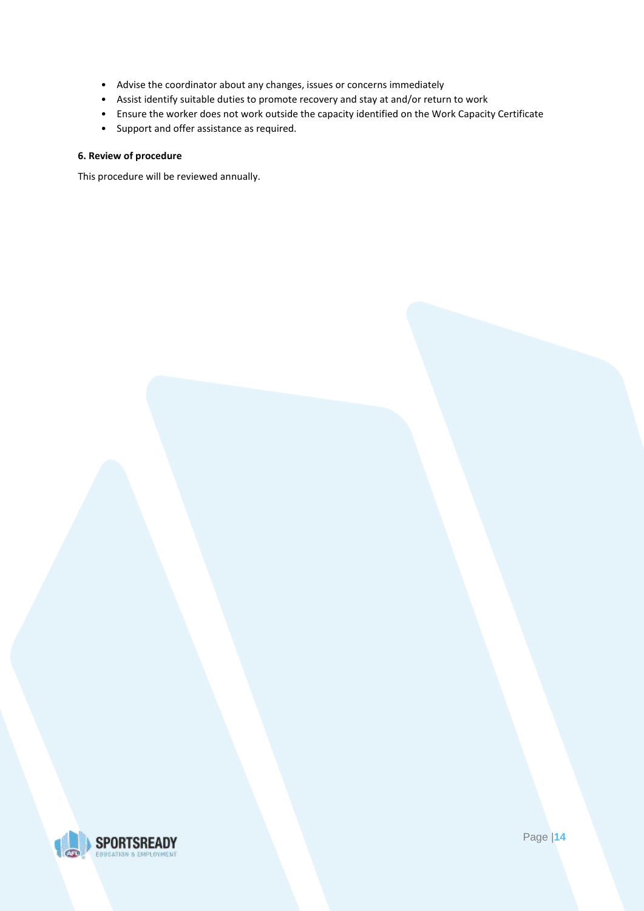- Advise the coordinator about any changes, issues or concerns immediately
- Assist identify suitable duties to promote recovery and stay at and/or return to work
- Ensure the worker does not work outside the capacity identified on the Work Capacity Certificate
- Support and offer assistance as required.

**6. Review of procedure**

This procedure will be reviewed annually.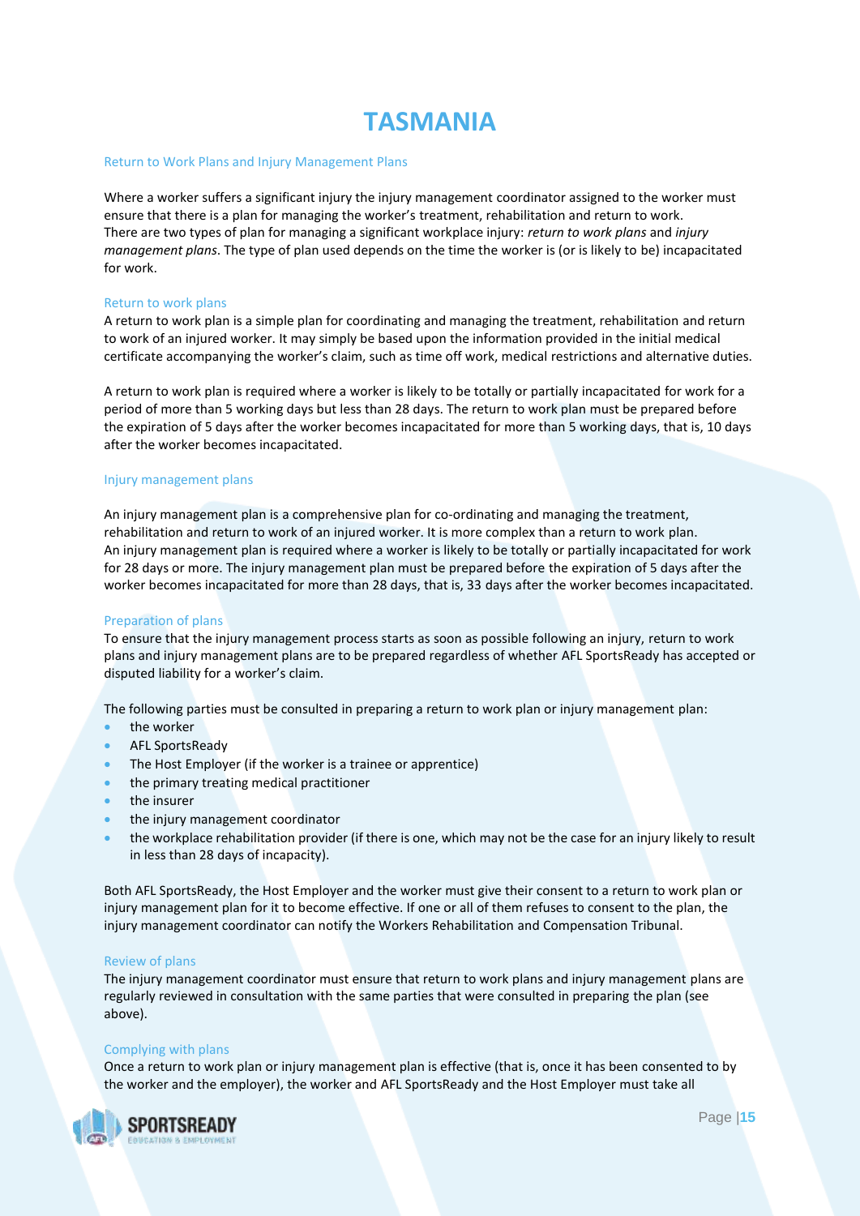# TASMANIA

## Return to Work Plans and Injury Management Plans

Where a worker suffers a significant injury the injury management coordinator assigned to the worker must ensure that there is a plan for managing the worker's treatment, rehabilitation and return to work. There are two types of plan for managing a significant workplace injury: *return to work plans* and *injury management plans*. The type of plan used depends on the time the worker is (or is likely to be) incapacitated for work.

### Return to work plans

A return to work plan is a simple plan for coordinating and managing the treatment, rehabilitation and return to work of an injured worker. It may simply be based upon the information provided in the initial medical certificate accompanying the worker's claim, such as time off work, medical restrictions and alternative duties.

A return to work plan is required where a worker is likely to be totally or partially incapacitated for work for a period of more than 5 working days but less than 28 days. The return to work plan must be prepared before the expiration of 5 days after the worker becomes incapacitated for more than 5 working days, that is, 10 days after the worker becomes incapacitated.

### Injury management plans

An injury management plan is a comprehensive plan for co-ordinating and managing the treatment, rehabilitation and return to work of an injured worker. It is more complex than a return to work plan. An injury management plan is required where a worker is likely to be totally or partially incapacitated for work for 28 days or more. The injury management plan must be prepared before the expiration of 5 days after the worker becomes incapacitated for more than 28 days, that is, 33 days after the worker becomes incapacitated.

### Preparation of plans

To ensure that the injury management process starts as soon as possible following an injury, return to work plans and injury management plans are to be prepared regardless of whether AFL SportsReady has accepted or disputed liability for a worker's claim.

The following parties must be consulted in preparing a return to work plan or injury management plan:

- the worker
- AFL SportsReady
- The Host Employer (if the worker is a trainee or apprentice)
- the primary treating medical practitioner
- the insurer
- the injury management coordinator
- the workplace rehabilitation provider (if there is one, which may not be the case for an injury likely to result in less than 28 days of incapacity).

Both AFL SportsReady, the Host Employer and the worker must give their consent to a return to work plan or injury management plan for it to become effective. If one or all of them refuses to consent to the plan, the injury management coordinator can notify the Workers Rehabilitation and Compensation Tribunal.

### Review of plans

The injury management coordinator must ensure that return to work plans and injury management plans are regularly reviewed in consultation with the same parties that were consulted in preparing the plan (see above).

### Complying with plans

Once a return to work plan or injury management plan is effective (that is, once it has been consented to by the worker and the employer), the worker and AFL SportsReady and the Host Employer must take all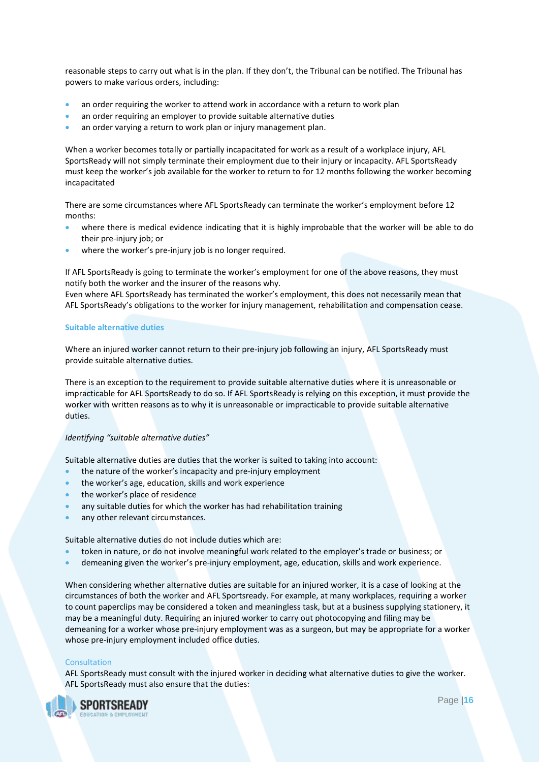reasonable steps to carry out what is in the plan. If they don't, the Tribunal can be notified. The Tribunal has powers to make various orders, including:

- an order requiring the worker to attend work in accordance with a return to work plan
- an order requiring an employer to provide suitable alternative duties
- an order varying a return to work plan or injury management plan.

When a worker becomes totally or partially incapacitated for work as a result of a workplace injury, AFL SportsReady will not simply terminate their employment due to their injury or incapacity. AFL SportsReady must keep the worker's job available for the worker to return to for 12 months following the worker becoming incapacitated

There are some circumstances where AFL SportsReady can terminate the worker's employment before 12 months:

- where there is medical evidence indicating that it is highly improbable that the worker will be able to do their pre-injury job; or
- where the worker's pre-injury job is no longer required.

If AFL SportsReady is going to terminate the worker's employment for one of the above reasons, they must notify both the worker and the insurer of the reasons why.
Even where AFL SportsReady has terminated the worker's employment, this does not necessarily mean that AFL SportsReady's obligations to the worker for injury management, rehabilitation and compensation cease.

### Suitable alternative duties

Where an injured worker cannot return to their pre-injury job following an injury, AFL SportsReady must provide suitable alternative duties.

There is an exception to the requirement to provide suitable alternative duties where it is unreasonable or impracticable for AFL SportsReady to do so. If AFL SportsReady is relying on this exception, it must provide the worker with written reasons as to why it is unreasonable or impracticable to provide suitable alternative duties.

*Identifying "suitable alternative duties"*

Suitable alternative duties are duties that the worker is suited to taking into account:

- the nature of the worker's incapacity and pre-injury employment
- the worker's age, education, skills and work experience
- the worker's place of residence
- any suitable duties for which the worker has had rehabilitation training
- any other relevant circumstances.

Suitable alternative duties do not include duties which are:

- token in nature, or do not involve meaningful work related to the employer's trade or business; or
- demeaning given the worker's pre-injury employment, age, education, skills and work experience.

When considering whether alternative duties are suitable for an injured worker, it is a case of looking at the circumstances of both the worker and AFL Sportsready. For example, at many workplaces, requiring a worker to count paperclips may be considered a token and meaningless task, but at a business supplying stationery, it may be a meaningful duty. Requiring an injured worker to carry out photocopying and filing may be demeaning for a worker whose pre-injury employment was as a surgeon, but may be appropriate for a worker whose pre-injury employment included office duties.

#### Consultation

AFL SportsReady must consult with the injured worker in deciding what alternative duties to give the worker. AFL SportsReady must also ensure that the duties: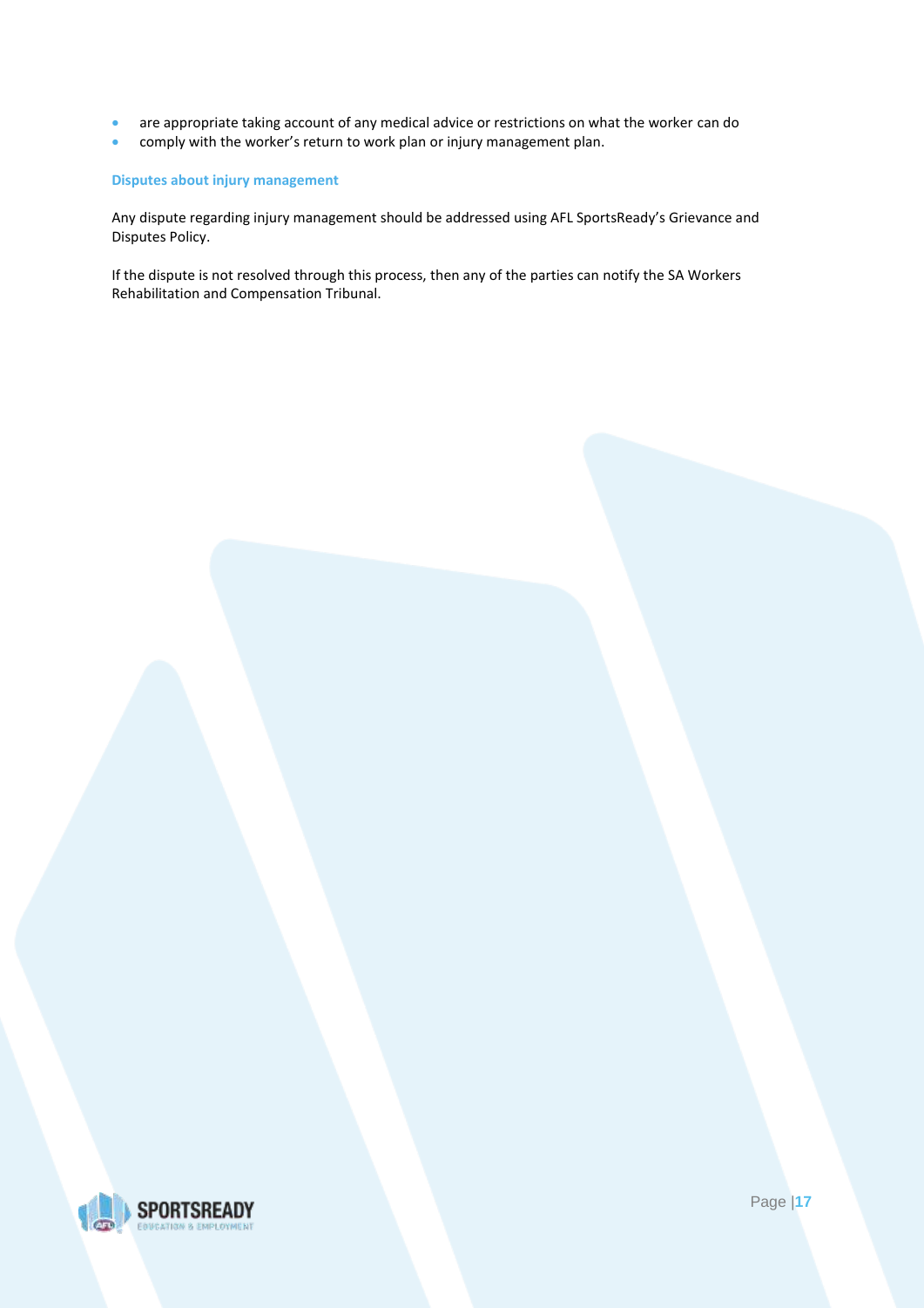- are appropriate taking account of any medical advice or restrictions on what the worker can do
- comply with the worker's return to work plan or injury management plan.

### Disputes about injury management

Any dispute regarding injury management should be addressed using AFL SportsReady's Grievance and Disputes Policy.

If the dispute is not resolved through this process, then any of the parties can notify the SA Workers Rehabilitation and Compensation Tribunal.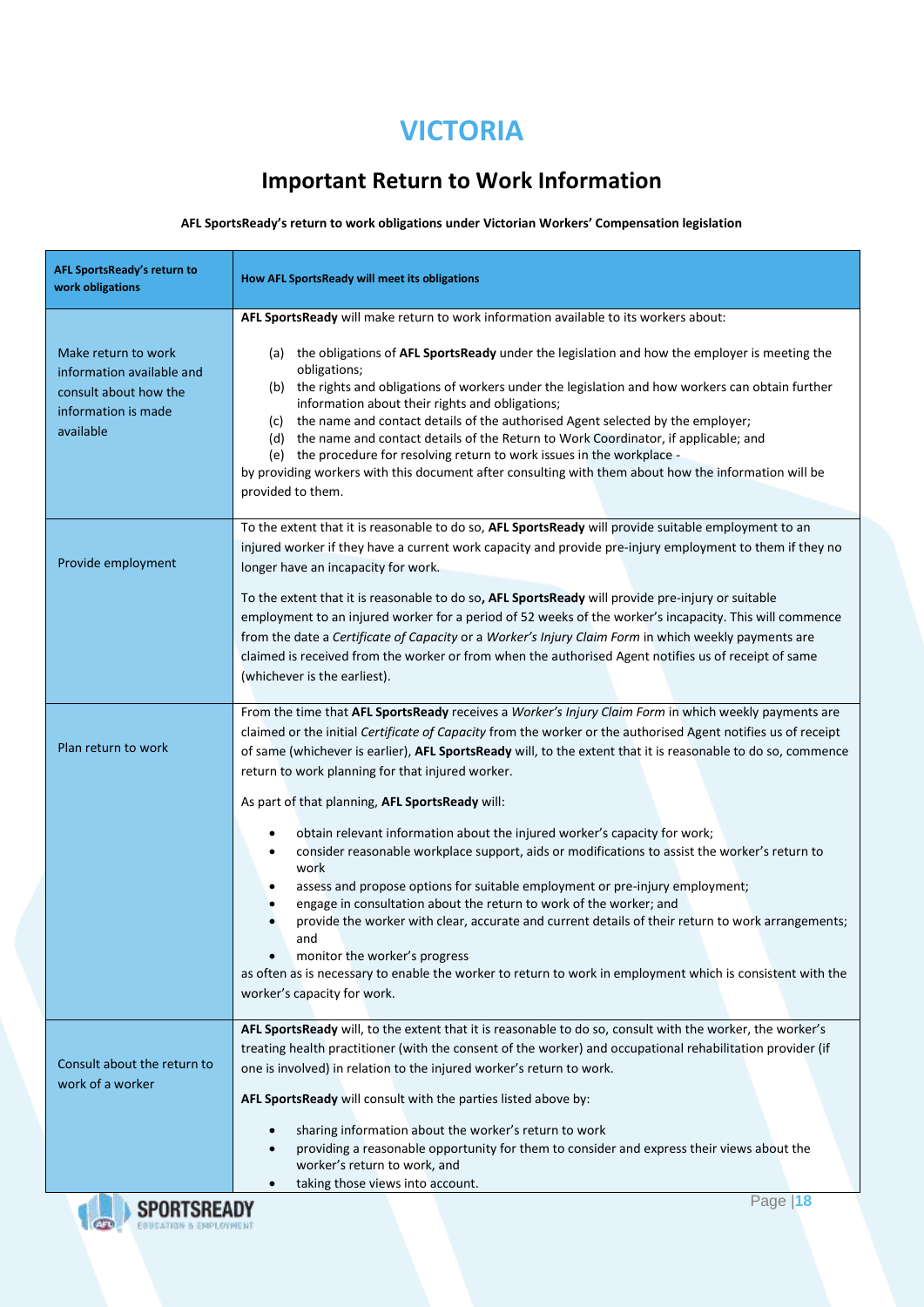# VICTORIA

## Important Return to Work Information

**AFL SportsReady's return to work obligations under Victorian Workers' Compensation legislation**

| AFL SportsReady's return to work obligations | How AFL SportsReady will meet its obligations |
|---|---|
| Make return to work information available and consult about how the information is made available | **AFL SportsReady** will make return to work information available to its workers about:<br><br>(a) the obligations of **AFL SportsReady** under the legislation and how the employer is meeting the obligations;<br>(b) the rights and obligations of workers under the legislation and how workers can obtain further information about their rights and obligations;<br>(c) the name and contact details of the authorised Agent selected by the employer;<br>(d) the name and contact details of the Return to Work Coordinator, if applicable; and<br>(e) the procedure for resolving return to work issues in the workplace -<br>by providing workers with this document after consulting with them about how the information will be provided to them. |
| Provide employment | To the extent that it is reasonable to do so, **AFL SportsReady** will provide suitable employment to an injured worker if they have a current work capacity and provide pre-injury employment to them if they no longer have an incapacity for work.<br><br>To the extent that it is reasonable to do so**, AFL SportsReady** will provide pre-injury or suitable employment to an injured worker for a period of 52 weeks of the worker's incapacity. This will commence from the date a *Certificate of Capacity* or a *Worker's Injury Claim Form* in which weekly payments are claimed is received from the worker or from when the authorised Agent notifies us of receipt of same (whichever is the earliest). |
| Plan return to work | From the time that **AFL SportsReady** receives a *Worker's Injury Claim Form* in which weekly payments are claimed or the initial *Certificate of Capacity* from the worker or the authorised Agent notifies us of receipt of same (whichever is earlier), **AFL SportsReady** will, to the extent that it is reasonable to do so, commence return to work planning for that injured worker.<br><br>As part of that planning, **AFL SportsReady** will:<br><br>• obtain relevant information about the injured worker's capacity for work;<br>• consider reasonable workplace support, aids or modifications to assist the worker's return to work<br>• assess and propose options for suitable employment or pre-injury employment;<br>• engage in consultation about the return to work of the worker; and<br>• provide the worker with clear, accurate and current details of their return to work arrangements; and<br>• monitor the worker's progress<br>as often as is necessary to enable the worker to return to work in employment which is consistent with the worker's capacity for work. |
| Consult about the return to work of a worker | **AFL SportsReady** will, to the extent that it is reasonable to do so, consult with the worker, the worker's treating health practitioner (with the consent of the worker) and occupational rehabilitation provider (if one is involved) in relation to the injured worker's return to work.<br><br>**AFL SportsReady** will consult with the parties listed above by:<br><br>• sharing information about the worker's return to work<br>• providing a reasonable opportunity for them to consider and express their views about the worker's return to work, and<br>• taking those views into account. |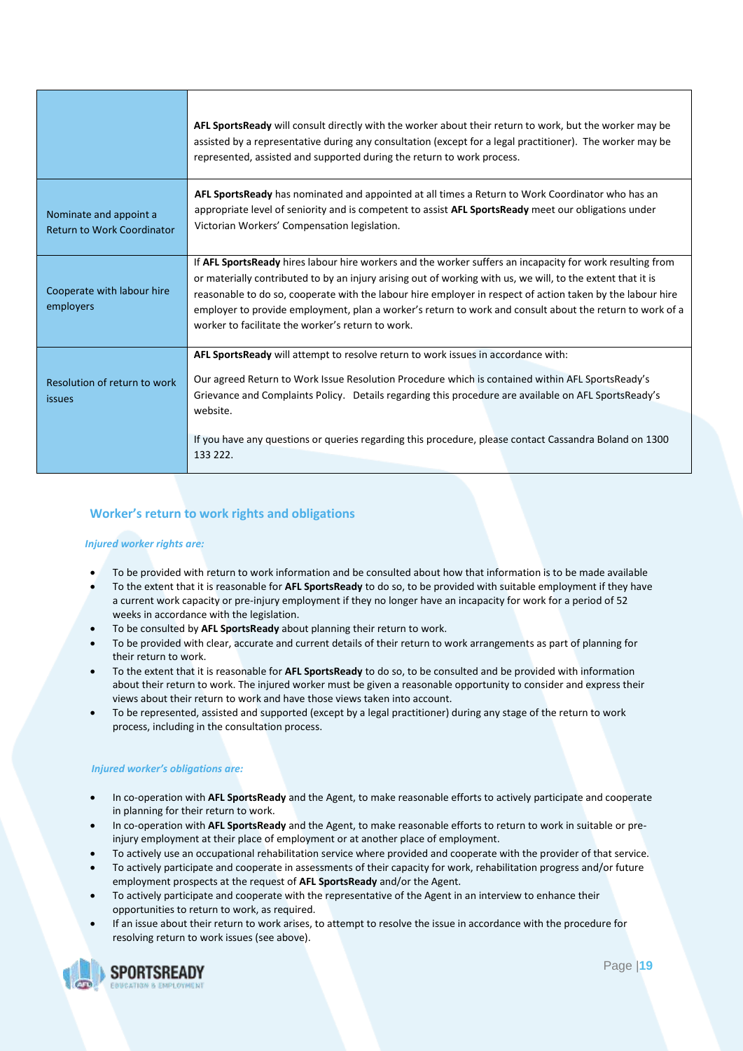|  |  |
|---|---|
|  | **AFL SportsReady** will consult directly with the worker about their return to work, but the worker may be assisted by a representative during any consultation (except for a legal practitioner). The worker may be represented, assisted and supported during the return to work process. |
| Nominate and appoint a Return to Work Coordinator | **AFL SportsReady** has nominated and appointed at all times a Return to Work Coordinator who has an appropriate level of seniority and is competent to assist **AFL SportsReady** meet our obligations under Victorian Workers' Compensation legislation. |
| Cooperate with labour hire employers | If **AFL SportsReady** hires labour hire workers and the worker suffers an incapacity for work resulting from or materially contributed to by an injury arising out of working with us, we will, to the extent that it is reasonable to do so, cooperate with the labour hire employer in respect of action taken by the labour hire employer to provide employment, plan a worker's return to work and consult about the return to work of a worker to facilitate the worker's return to work. |
| Resolution of return to work issues | **AFL SportsReady** will attempt to resolve return to work issues in accordance with:<br><br>Our agreed Return to Work Issue Resolution Procedure which is contained within AFL SportsReady's Grievance and Complaints Policy. Details regarding this procedure are available on AFL SportsReady's website.<br><br>If you have any questions or queries regarding this procedure, please contact Cassandra Boland on 1300 133 222. |

## Worker's return to work rights and obligations

***Injured worker rights are:***

- To be provided with return to work information and be consulted about how that information is to be made available
- To the extent that it is reasonable for **AFL SportsReady** to do so, to be provided with suitable employment if they have a current work capacity or pre-injury employment if they no longer have an incapacity for work for a period of 52 weeks in accordance with the legislation.
- To be consulted by **AFL SportsReady** about planning their return to work.
- To be provided with clear, accurate and current details of their return to work arrangements as part of planning for their return to work.
- To the extent that it is reasonable for **AFL SportsReady** to do so, to be consulted and be provided with information about their return to work. The injured worker must be given a reasonable opportunity to consider and express their views about their return to work and have those views taken into account.
- To be represented, assisted and supported (except by a legal practitioner) during any stage of the return to work process, including in the consultation process.

***Injured worker's obligations are:***

- In co-operation with **AFL SportsReady** and the Agent, to make reasonable efforts to actively participate and cooperate in planning for their return to work.
- In co-operation with **AFL SportsReady** and the Agent, to make reasonable efforts to return to work in suitable or pre-injury employment at their place of employment or at another place of employment.
- To actively use an occupational rehabilitation service where provided and cooperate with the provider of that service.
- To actively participate and cooperate in assessments of their capacity for work, rehabilitation progress and/or future employment prospects at the request of **AFL SportsReady** and/or the Agent.
- To actively participate and cooperate with the representative of the Agent in an interview to enhance their opportunities to return to work, as required.
- If an issue about their return to work arises, to attempt to resolve the issue in accordance with the procedure for resolving return to work issues (see above).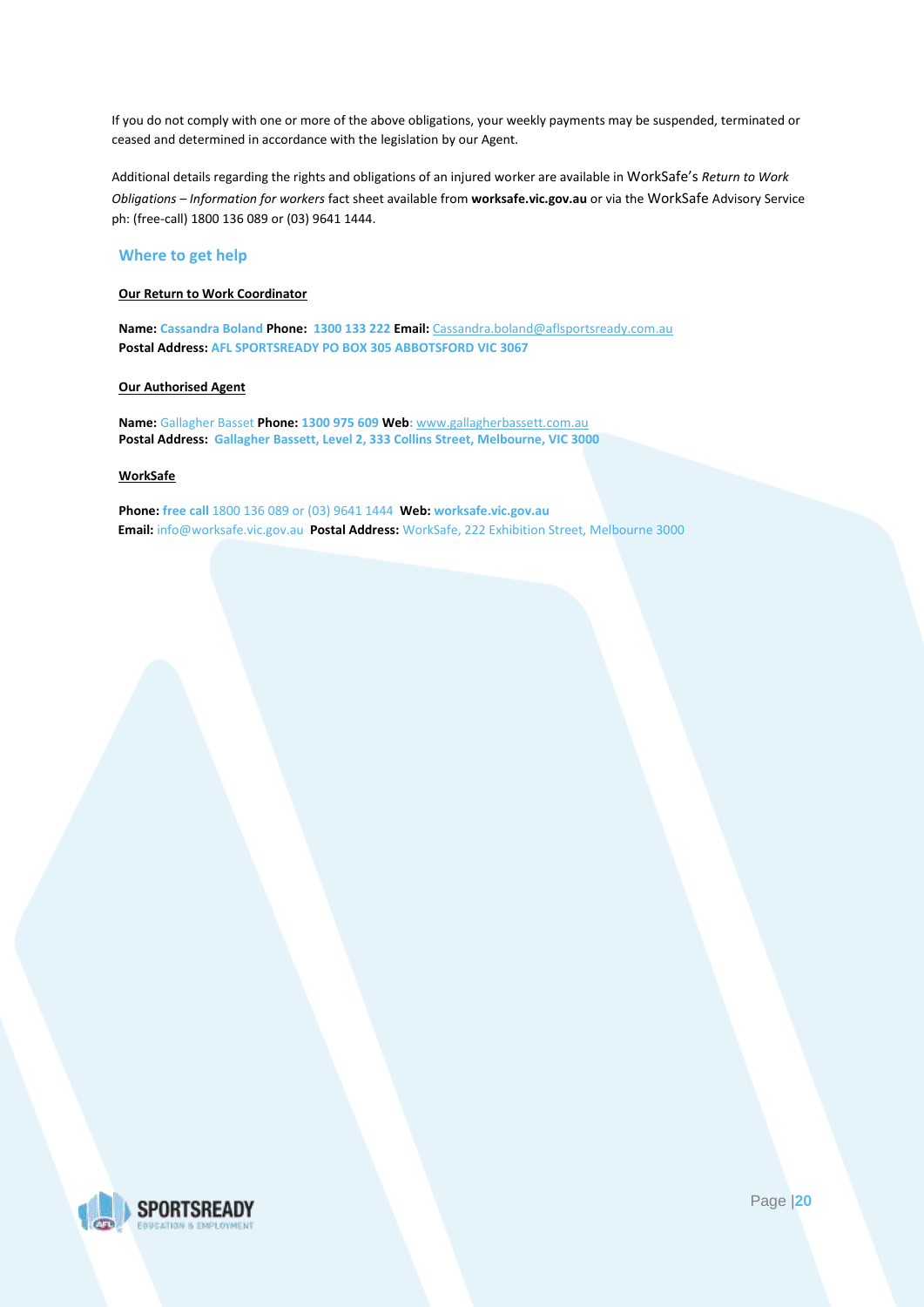If you do not comply with one or more of the above obligations, your weekly payments may be suspended, terminated or ceased and determined in accordance with the legislation by our Agent.

Additional details regarding the rights and obligations of an injured worker are available in WorkSafe's *Return to Work Obligations – Information for workers* fact sheet available from **worksafe.vic.gov.au** or via the WorkSafe Advisory Service ph: (free-call) 1800 136 089 or (03) 9641 1444.

## Where to get help

**Our Return to Work Coordinator**

**Name:** Cassandra Boland **Phone:** 1300 133 222 **Email:** Cassandra.boland@aflsportsready.com.au
**Postal Address:** AFL SPORTSREADY PO BOX 305 ABBOTSFORD VIC 3067

**Our Authorised Agent**

**Name:** Gallagher Basset **Phone:** 1300 975 609 **Web:** www.gallagherbassett.com.au
**Postal Address:** Gallagher Bassett, Level 2, 333 Collins Street, Melbourne, VIC 3000

**WorkSafe**

**Phone:** free call 1800 136 089 or (03) 9641 1444 **Web:** worksafe.vic.gov.au
**Email:** info@worksafe.vic.gov.au **Postal Address:** WorkSafe, 222 Exhibition Street, Melbourne 3000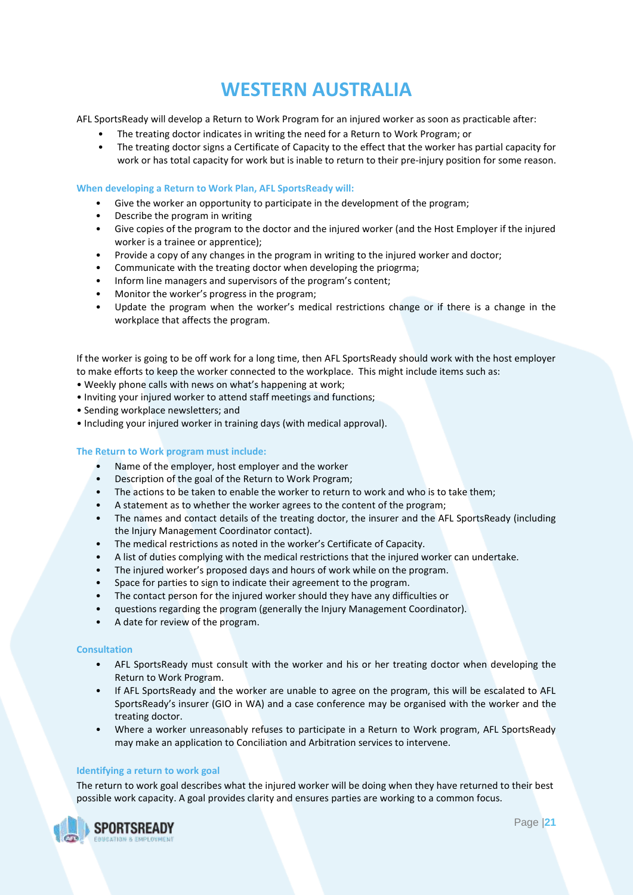# WESTERN AUSTRALIA

AFL SportsReady will develop a Return to Work Program for an injured worker as soon as practicable after:

- The treating doctor indicates in writing the need for a Return to Work Program; or
- The treating doctor signs a Certificate of Capacity to the effect that the worker has partial capacity for work or has total capacity for work but is inable to return to their pre-injury position for some reason.

### When developing a Return to Work Plan, AFL SportsReady will:

- Give the worker an opportunity to participate in the development of the program;
- Describe the program in writing
- Give copies of the program to the doctor and the injured worker (and the Host Employer if the injured worker is a trainee or apprentice);
- Provide a copy of any changes in the program in writing to the injured worker and doctor;
- Communicate with the treating doctor when developing the priogrma;
- Inform line managers and supervisors of the program's content;
- Monitor the worker's progress in the program;
- Update the program when the worker's medical restrictions change or if there is a change in the workplace that affects the program.

If the worker is going to be off work for a long time, then AFL SportsReady should work with the host employer to make efforts to keep the worker connected to the workplace. This might include items such as:

- Weekly phone calls with news on what's happening at work;
- Inviting your injured worker to attend staff meetings and functions;
- Sending workplace newsletters; and
- Including your injured worker in training days (with medical approval).

### The Return to Work program must include:

- Name of the employer, host employer and the worker
- Description of the goal of the Return to Work Program;
- The actions to be taken to enable the worker to return to work and who is to take them;
- A statement as to whether the worker agrees to the content of the program;
- The names and contact details of the treating doctor, the insurer and the AFL SportsReady (including the Injury Management Coordinator contact).
- The medical restrictions as noted in the worker's Certificate of Capacity.
- A list of duties complying with the medical restrictions that the injured worker can undertake.
- The injured worker's proposed days and hours of work while on the program.
- Space for parties to sign to indicate their agreement to the program.
- The contact person for the injured worker should they have any difficulties or
- questions regarding the program (generally the Injury Management Coordinator).
- A date for review of the program.

### Consultation

- AFL SportsReady must consult with the worker and his or her treating doctor when developing the Return to Work Program.
- If AFL SportsReady and the worker are unable to agree on the program, this will be escalated to AFL SportsReady's insurer (GIO in WA) and a case conference may be organised with the worker and the treating doctor.
- Where a worker unreasonably refuses to participate in a Return to Work program, AFL SportsReady may make an application to Conciliation and Arbitration services to intervene.

### Identifying a return to work goal

The return to work goal describes what the injured worker will be doing when they have returned to their best possible work capacity. A goal provides clarity and ensures parties are working to a common focus.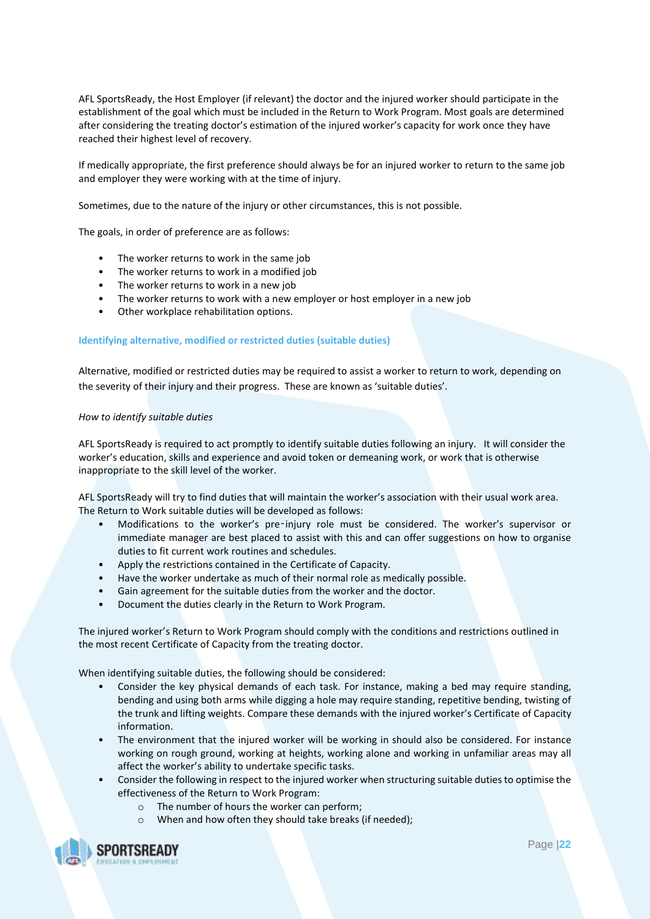AFL SportsReady, the Host Employer (if relevant) the doctor and the injured worker should participate in the establishment of the goal which must be included in the Return to Work Program. Most goals are determined after considering the treating doctor's estimation of the injured worker's capacity for work once they have reached their highest level of recovery.

If medically appropriate, the first preference should always be for an injured worker to return to the same job and employer they were working with at the time of injury.

Sometimes, due to the nature of the injury or other circumstances, this is not possible.

The goals, in order of preference are as follows:

- The worker returns to work in the same job
- The worker returns to work in a modified job
- The worker returns to work in a new job
- The worker returns to work with a new employer or host employer in a new job
- Other workplace rehabilitation options.

### Identifying alternative, modified or restricted duties (suitable duties)

Alternative, modified or restricted duties may be required to assist a worker to return to work, depending on the severity of their injury and their progress. These are known as 'suitable duties'.

*How to identify suitable duties*

AFL SportsReady is required to act promptly to identify suitable duties following an injury. It will consider the worker's education, skills and experience and avoid token or demeaning work, or work that is otherwise inappropriate to the skill level of the worker.

AFL SportsReady will try to find duties that will maintain the worker's association with their usual work area. The Return to Work suitable duties will be developed as follows:

- Modifications to the worker's pre-injury role must be considered. The worker's supervisor or immediate manager are best placed to assist with this and can offer suggestions on how to organise duties to fit current work routines and schedules.
- Apply the restrictions contained in the Certificate of Capacity.
- Have the worker undertake as much of their normal role as medically possible.
- Gain agreement for the suitable duties from the worker and the doctor.
- Document the duties clearly in the Return to Work Program.

The injured worker's Return to Work Program should comply with the conditions and restrictions outlined in the most recent Certificate of Capacity from the treating doctor.

When identifying suitable duties, the following should be considered:

- Consider the key physical demands of each task. For instance, making a bed may require standing, bending and using both arms while digging a hole may require standing, repetitive bending, twisting of the trunk and lifting weights. Compare these demands with the injured worker's Certificate of Capacity information.
- The environment that the injured worker will be working in should also be considered. For instance working on rough ground, working at heights, working alone and working in unfamiliar areas may all affect the worker's ability to undertake specific tasks.
- Consider the following in respect to the injured worker when structuring suitable duties to optimise the effectiveness of the Return to Work Program:
  - The number of hours the worker can perform;
  - When and how often they should take breaks (if needed);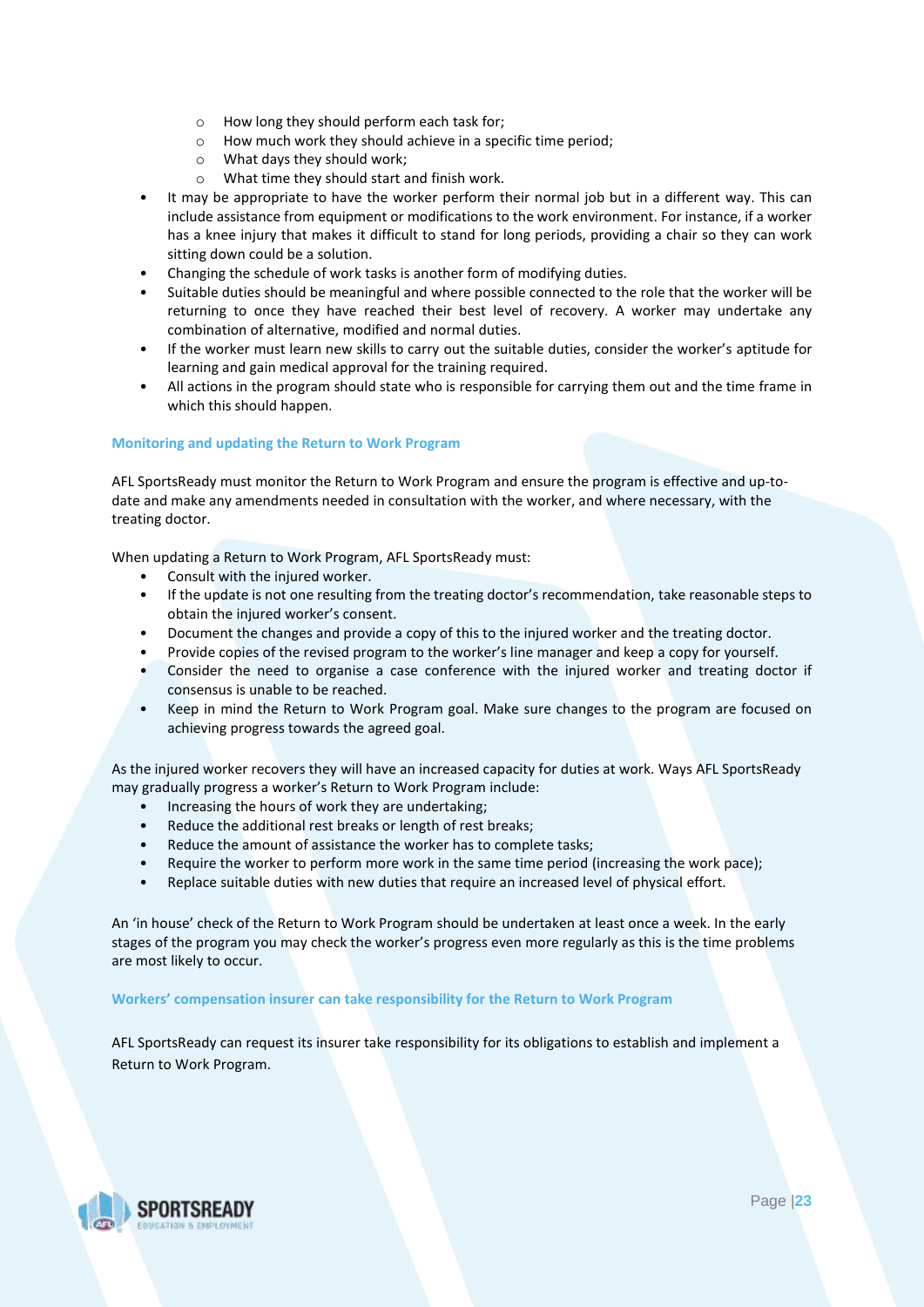- How long they should perform each task for;
  - How much work they should achieve in a specific time period;
  - What days they should work;
  - What time they should start and finish work.
- It may be appropriate to have the worker perform their normal job but in a different way. This can include assistance from equipment or modifications to the work environment. For instance, if a worker has a knee injury that makes it difficult to stand for long periods, providing a chair so they can work sitting down could be a solution.
- Changing the schedule of work tasks is another form of modifying duties.
- Suitable duties should be meaningful and where possible connected to the role that the worker will be returning to once they have reached their best level of recovery. A worker may undertake any combination of alternative, modified and normal duties.
- If the worker must learn new skills to carry out the suitable duties, consider the worker's aptitude for learning and gain medical approval for the training required.
- All actions in the program should state who is responsible for carrying them out and the time frame in which this should happen.

### Monitoring and updating the Return to Work Program

AFL SportsReady must monitor the Return to Work Program and ensure the program is effective and up-to-date and make any amendments needed in consultation with the worker, and where necessary, with the treating doctor.

When updating a Return to Work Program, AFL SportsReady must:

- Consult with the injured worker.
- If the update is not one resulting from the treating doctor's recommendation, take reasonable steps to obtain the injured worker's consent.
- Document the changes and provide a copy of this to the injured worker and the treating doctor.
- Provide copies of the revised program to the worker's line manager and keep a copy for yourself.
- Consider the need to organise a case conference with the injured worker and treating doctor if consensus is unable to be reached.
- Keep in mind the Return to Work Program goal. Make sure changes to the program are focused on achieving progress towards the agreed goal.

As the injured worker recovers they will have an increased capacity for duties at work. Ways AFL SportsReady may gradually progress a worker's Return to Work Program include:

- Increasing the hours of work they are undertaking;
- Reduce the additional rest breaks or length of rest breaks;
- Reduce the amount of assistance the worker has to complete tasks;
- Require the worker to perform more work in the same time period (increasing the work pace);
- Replace suitable duties with new duties that require an increased level of physical effort.

An 'in house' check of the Return to Work Program should be undertaken at least once a week. In the early stages of the program you may check the worker's progress even more regularly as this is the time problems are most likely to occur.

### Workers' compensation insurer can take responsibility for the Return to Work Program

AFL SportsReady can request its insurer take responsibility for its obligations to establish and implement a Return to Work Program.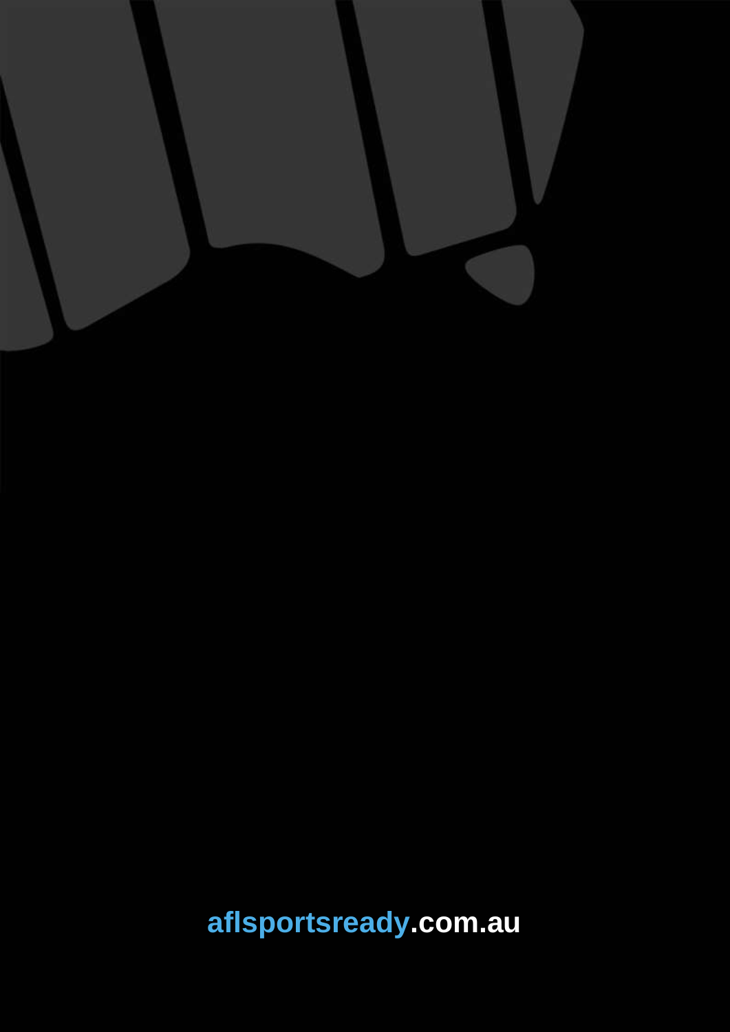aflsportsready.com.au